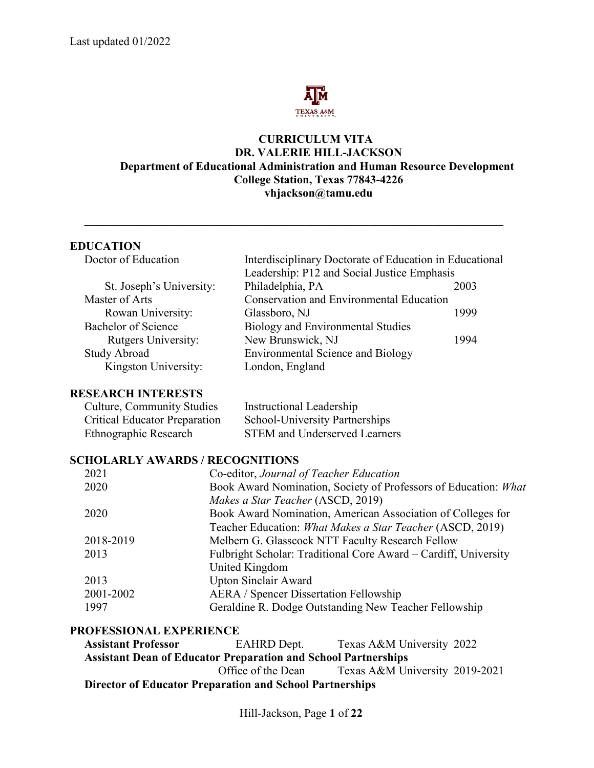Last updated 01/2022

# CURRICULUM VITA
## DR. VALERIE HILL-JACKSON
**Department of Educational Administration and Human Resource Development**
**College Station, Texas 77843-4226**
**vhjackson@tamu.edu**

---

## EDUCATION

| | | |
|---|---|---|
| Doctor of Education | Interdisciplinary Doctorate of Education in Educational Leadership: P12 and Social Justice Emphasis | |
| St. Joseph's University: | Philadelphia, PA | 2003 |
| Master of Arts | Conservation and Environmental Education | |
| Rowan University: | Glassboro, NJ | 1999 |
| Bachelor of Science | Biology and Environmental Studies | |
| Rutgers University: | New Brunswick, NJ | 1994 |
| Study Abroad | Environmental Science and Biology | |
| Kingston University: | London, England | |

## RESEARCH INTERESTS

| | |
|---|---|
| Culture, Community Studies | Instructional Leadership |
| Critical Educator Preparation | School-University Partnerships |
| Ethnographic Research | STEM and Underserved Learners |

## SCHOLARLY AWARDS / RECOGNITIONS

| | |
|---|---|
| 2021 | Co-editor, *Journal of Teacher Education* |
| 2020 | Book Award Nomination, Society of Professors of Education: *What Makes a Star Teacher* (ASCD, 2019) |
| 2020 | Book Award Nomination, American Association of Colleges for Teacher Education: *What Makes a Star Teacher* (ASCD, 2019) |
| 2018-2019 | Melbern G. Glasscock NTT Faculty Research Fellow |
| 2013 | Fulbright Scholar: Traditional Core Award – Cardiff, University United Kingdom |
| 2013 | Upton Sinclair Award |
| 2001-2002 | AERA / Spencer Dissertation Fellowship |
| 1997 | Geraldine R. Dodge Outstanding New Teacher Fellowship |

## PROFESSIONAL EXPERIENCE

**Assistant Professor** — EAHRD Dept. — Texas A&M University 2022

**Assistant Dean of Educator Preparation and School Partnerships**
Office of the Dean — Texas A&M University 2019-2021

**Director of Educator Preparation and School Partnerships**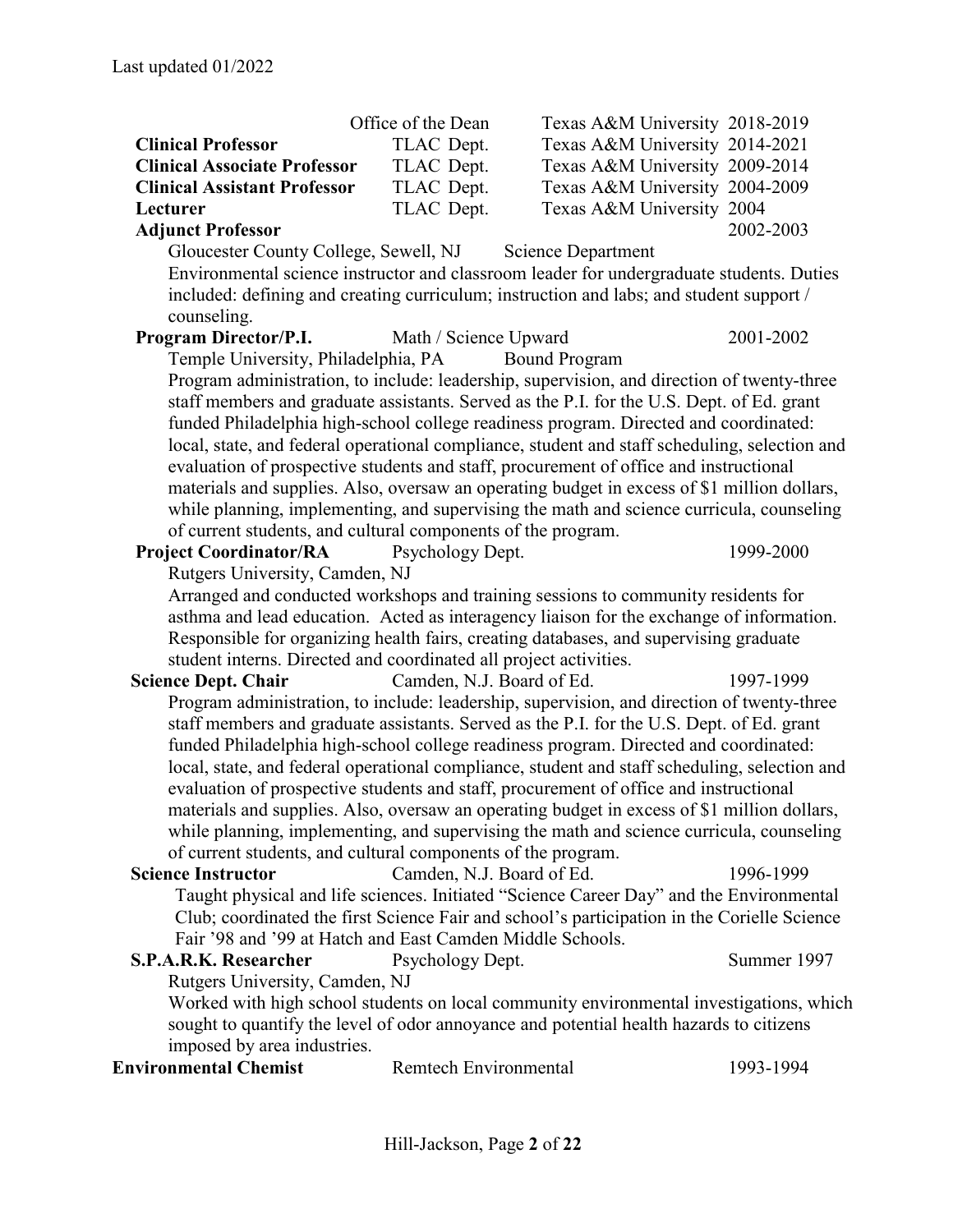Last updated 01/2022

| | | | |
|---|---|---|---|
| | Office of the Dean | Texas A&M University | 2018-2019 |
| **Clinical Professor** | TLAC Dept. | Texas A&M University | 2014-2021 |
| **Clinical Associate Professor** | TLAC Dept. | Texas A&M University | 2009-2014 |
| **Clinical Assistant Professor** | TLAC Dept. | Texas A&M University | 2004-2009 |
| **Lecturer** | TLAC Dept. | Texas A&M University | 2004 |

**Adjunct Professor** — 2002-2003

Gloucester County College, Sewell, NJ — Science Department

Environmental science instructor and classroom leader for undergraduate students. Duties included: defining and creating curriculum; instruction and labs; and student support / counseling.

**Program Director/P.I.** — Math / Science Upward Bound Program — 2001-2002

Temple University, Philadelphia, PA

Program administration, to include: leadership, supervision, and direction of twenty-three staff members and graduate assistants. Served as the P.I. for the U.S. Dept. of Ed. grant funded Philadelphia high-school college readiness program. Directed and coordinated: local, state, and federal operational compliance, student and staff scheduling, selection and evaluation of prospective students and staff, procurement of office and instructional materials and supplies. Also, oversaw an operating budget in excess of $1 million dollars, while planning, implementing, and supervising the math and science curricula, counseling of current students, and cultural components of the program.

**Project Coordinator/RA** — Psychology Dept. — 1999-2000

Rutgers University, Camden, NJ

Arranged and conducted workshops and training sessions to community residents for asthma and lead education. Acted as interagency liaison for the exchange of information. Responsible for organizing health fairs, creating databases, and supervising graduate student interns. Directed and coordinated all project activities.

**Science Dept. Chair** — Camden, N.J. Board of Ed. — 1997-1999

Program administration, to include: leadership, supervision, and direction of twenty-three staff members and graduate assistants. Served as the P.I. for the U.S. Dept. of Ed. grant funded Philadelphia high-school college readiness program. Directed and coordinated: local, state, and federal operational compliance, student and staff scheduling, selection and evaluation of prospective students and staff, procurement of office and instructional materials and supplies. Also, oversaw an operating budget in excess of $1 million dollars, while planning, implementing, and supervising the math and science curricula, counseling of current students, and cultural components of the program.

**Science Instructor** — Camden, N.J. Board of Ed. — 1996-1999

Taught physical and life sciences. Initiated "Science Career Day" and the Environmental Club; coordinated the first Science Fair and school's participation in the Corielle Science Fair '98 and '99 at Hatch and East Camden Middle Schools.

**S.P.A.R.K. Researcher** — Psychology Dept. — Summer 1997

Rutgers University, Camden, NJ

Worked with high school students on local community environmental investigations, which sought to quantify the level of odor annoyance and potential health hazards to citizens imposed by area industries.

**Environmental Chemist** — Remtech Environmental — 1993-1994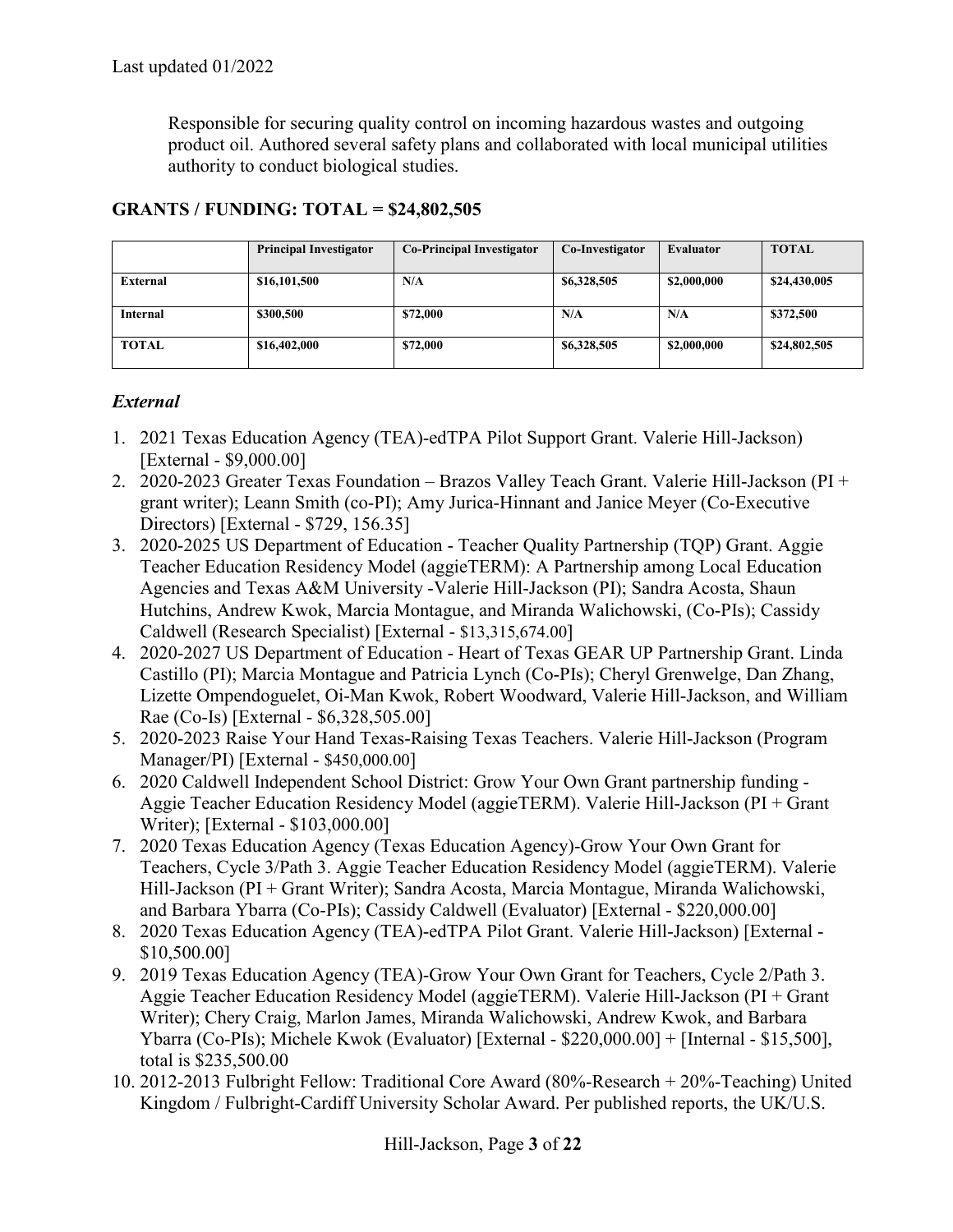Last updated 01/2022

Responsible for securing quality control on incoming hazardous wastes and outgoing product oil. Authored several safety plans and collaborated with local municipal utilities authority to conduct biological studies.

## GRANTS / FUNDING: TOTAL = $24,802,505

| | Principal Investigator | Co-Principal Investigator | Co-Investigator | Evaluator | TOTAL |
|---|---|---|---|---|---|
| **External** | **$16,101,500** | **N/A** | **$6,328,505** | **$2,000,000** | **$24,430,005** |
| **Internal** | **$300,500** | **$72,000** | **N/A** | **N/A** | **$372,500** |
| **TOTAL** | **$16,402,000** | **$72,000** | **$6,328,505** | **$2,000,000** | **$24,802,505** |

### *External*

1. 2021 Texas Education Agency (TEA)-edTPA Pilot Support Grant. Valerie Hill-Jackson) [External - $9,000.00]
2. 2020-2023 Greater Texas Foundation – Brazos Valley Teach Grant. Valerie Hill-Jackson (PI + grant writer); Leann Smith (co-PI); Amy Jurica-Hinnant and Janice Meyer (Co-Executive Directors) [External - $729, 156.35]
3. 2020-2025 US Department of Education - Teacher Quality Partnership (TQP) Grant. Aggie Teacher Education Residency Model (aggieTERM): A Partnership among Local Education Agencies and Texas A&M University -Valerie Hill-Jackson (PI); Sandra Acosta, Shaun Hutchins, Andrew Kwok, Marcia Montague, and Miranda Walichowski, (Co-PIs); Cassidy Caldwell (Research Specialist) [External - $13,315,674.00]
4. 2020-2027 US Department of Education - Heart of Texas GEAR UP Partnership Grant. Linda Castillo (PI); Marcia Montague and Patricia Lynch (Co-PIs); Cheryl Grenwelge, Dan Zhang, Lizette Ompendoguelet, Oi-Man Kwok, Robert Woodward, Valerie Hill-Jackson, and William Rae (Co-Is) [External - $6,328,505.00]
5. 2020-2023 Raise Your Hand Texas-Raising Texas Teachers. Valerie Hill-Jackson (Program Manager/PI) [External - $450,000.00]
6. 2020 Caldwell Independent School District: Grow Your Own Grant partnership funding - Aggie Teacher Education Residency Model (aggieTERM). Valerie Hill-Jackson (PI + Grant Writer); [External - $103,000.00]
7. 2020 Texas Education Agency (Texas Education Agency)-Grow Your Own Grant for Teachers, Cycle 3/Path 3. Aggie Teacher Education Residency Model (aggieTERM). Valerie Hill-Jackson (PI + Grant Writer); Sandra Acosta, Marcia Montague, Miranda Walichowski, and Barbara Ybarra (Co-PIs); Cassidy Caldwell (Evaluator) [External - $220,000.00]
8. 2020 Texas Education Agency (TEA)-edTPA Pilot Grant. Valerie Hill-Jackson) [External - $10,500.00]
9. 2019 Texas Education Agency (TEA)-Grow Your Own Grant for Teachers, Cycle 2/Path 3. Aggie Teacher Education Residency Model (aggieTERM). Valerie Hill-Jackson (PI + Grant Writer); Chery Craig, Marlon James, Miranda Walichowski, Andrew Kwok, and Barbara Ybarra (Co-PIs); Michele Kwok (Evaluator) [External - $220,000.00] + [Internal - $15,500], total is $235,500.00
10. 2012-2013 Fulbright Fellow: Traditional Core Award (80%-Research + 20%-Teaching) United Kingdom / Fulbright-Cardiff University Scholar Award. Per published reports, the UK/U.S.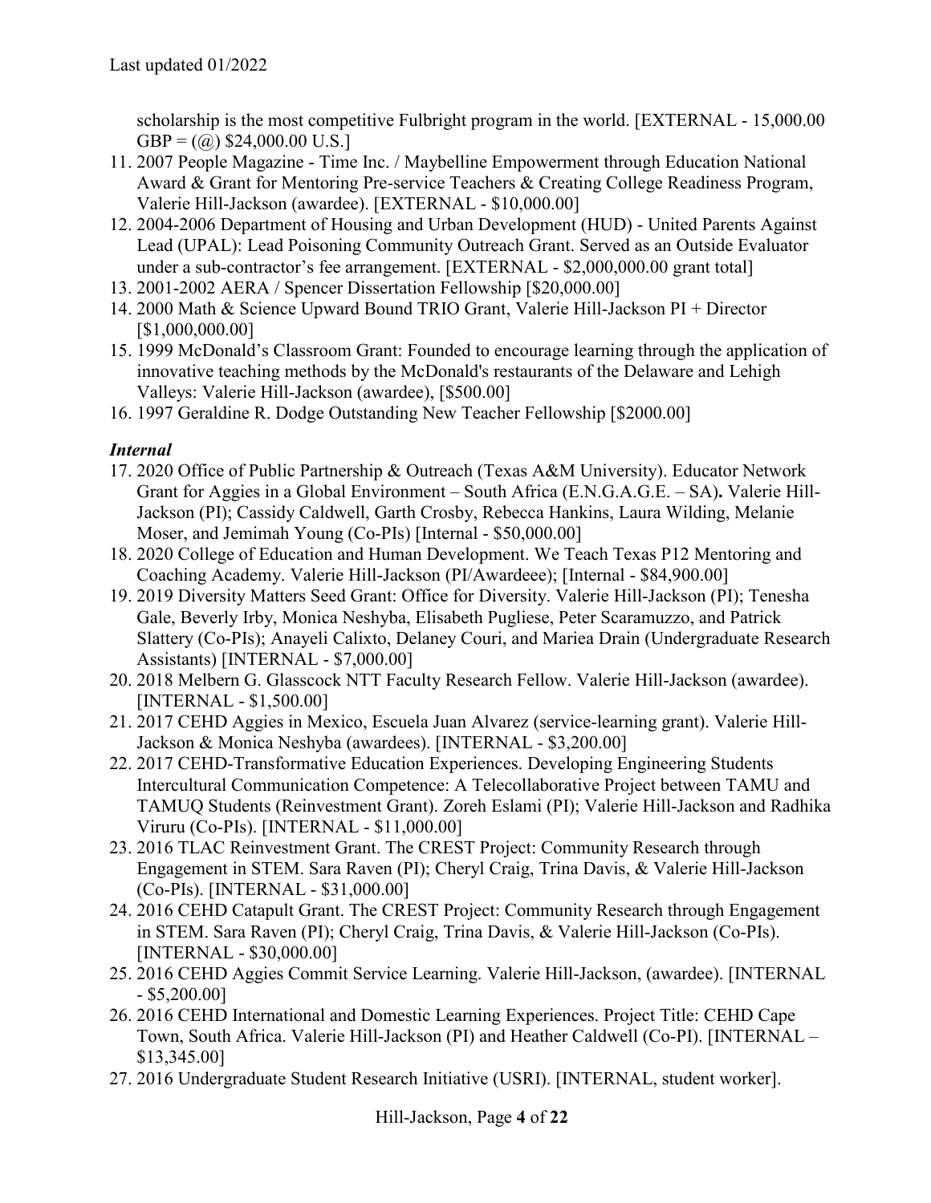scholarship is the most competitive Fulbright program in the world. [EXTERNAL - 15,000.00 GBP = (@) $24,000.00 U.S.]

11. 2007 People Magazine - Time Inc. / Maybelline Empowerment through Education National Award & Grant for Mentoring Pre-service Teachers & Creating College Readiness Program, Valerie Hill-Jackson (awardee). [EXTERNAL - $10,000.00]
12. 2004-2006 Department of Housing and Urban Development (HUD) - United Parents Against Lead (UPAL): Lead Poisoning Community Outreach Grant. Served as an Outside Evaluator under a sub-contractor's fee arrangement. [EXTERNAL - $2,000,000.00 grant total]
13. 2001-2002 AERA / Spencer Dissertation Fellowship [$20,000.00]
14. 2000 Math & Science Upward Bound TRIO Grant, Valerie Hill-Jackson PI + Director [$1,000,000.00]
15. 1999 McDonald's Classroom Grant: Founded to encourage learning through the application of innovative teaching methods by the McDonald's restaurants of the Delaware and Lehigh Valleys: Valerie Hill-Jackson (awardee), [$500.00]
16. 1997 Geraldine R. Dodge Outstanding New Teacher Fellowship [$2000.00]

***Internal***

17. 2020 Office of Public Partnership & Outreach (Texas A&M University). Educator Network Grant for Aggies in a Global Environment – South Africa (E.N.G.A.G.E. – SA)**.** Valerie Hill-Jackson (PI); Cassidy Caldwell, Garth Crosby, Rebecca Hankins, Laura Wilding, Melanie Moser, and Jemimah Young (Co-PIs) [Internal - $50,000.00]
18. 2020 College of Education and Human Development. We Teach Texas P12 Mentoring and Coaching Academy. Valerie Hill-Jackson (PI/Awardeee); [Internal - $84,900.00]
19. 2019 Diversity Matters Seed Grant: Office for Diversity. Valerie Hill-Jackson (PI); Tenesha Gale, Beverly Irby, Monica Neshyba, Elisabeth Pugliese, Peter Scaramuzzo, and Patrick Slattery (Co-PIs); Anayeli Calixto, Delaney Couri, and Mariea Drain (Undergraduate Research Assistants) [INTERNAL - $7,000.00]
20. 2018 Melbern G. Glasscock NTT Faculty Research Fellow. Valerie Hill-Jackson (awardee). [INTERNAL - $1,500.00]
21. 2017 CEHD Aggies in Mexico, Escuela Juan Alvarez (service-learning grant). Valerie Hill-Jackson & Monica Neshyba (awardees). [INTERNAL - $3,200.00]
22. 2017 CEHD-Transformative Education Experiences. Developing Engineering Students Intercultural Communication Competence: A Telecollaborative Project between TAMU and TAMUQ Students (Reinvestment Grant). Zoreh Eslami (PI); Valerie Hill-Jackson and Radhika Viruru (Co-PIs). [INTERNAL - $11,000.00]
23. 2016 TLAC Reinvestment Grant. The CREST Project: Community Research through Engagement in STEM. Sara Raven (PI); Cheryl Craig, Trina Davis, & Valerie Hill-Jackson (Co-PIs). [INTERNAL - $31,000.00]
24. 2016 CEHD Catapult Grant. The CREST Project: Community Research through Engagement in STEM. Sara Raven (PI); Cheryl Craig, Trina Davis, & Valerie Hill-Jackson (Co-PIs). [INTERNAL - $30,000.00]
25. 2016 CEHD Aggies Commit Service Learning. Valerie Hill-Jackson, (awardee). [INTERNAL - $5,200.00]
26. 2016 CEHD International and Domestic Learning Experiences. Project Title: CEHD Cape Town, South Africa. Valerie Hill-Jackson (PI) and Heather Caldwell (Co-PI). [INTERNAL – $13,345.00]
27. 2016 Undergraduate Student Research Initiative (USRI). [INTERNAL, student worker].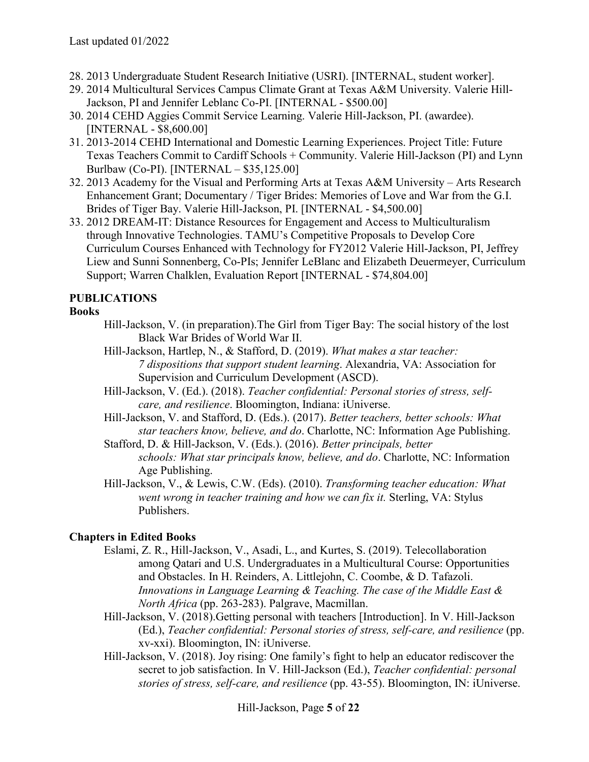28. 2013 Undergraduate Student Research Initiative (USRI). [INTERNAL, student worker].
29. 2014 Multicultural Services Campus Climate Grant at Texas A&M University. Valerie Hill-Jackson, PI and Jennifer Leblanc Co-PI. [INTERNAL - $500.00]
30. 2014 CEHD Aggies Commit Service Learning. Valerie Hill-Jackson, PI. (awardee). [INTERNAL - $8,600.00]
31. 2013-2014 CEHD International and Domestic Learning Experiences. Project Title: Future Texas Teachers Commit to Cardiff Schools + Community. Valerie Hill-Jackson (PI) and Lynn Burlbaw (Co-PI). [INTERNAL – $35,125.00]
32. 2013 Academy for the Visual and Performing Arts at Texas A&M University – Arts Research Enhancement Grant; Documentary / Tiger Brides: Memories of Love and War from the G.I. Brides of Tiger Bay. Valerie Hill-Jackson, PI. [INTERNAL - $4,500.00]
33. 2012 DREAM-IT: Distance Resources for Engagement and Access to Multiculturalism through Innovative Technologies. TAMU's Competitive Proposals to Develop Core Curriculum Courses Enhanced with Technology for FY2012 Valerie Hill-Jackson, PI, Jeffrey Liew and Sunni Sonnenberg, Co-PIs; Jennifer LeBlanc and Elizabeth Deuermeyer, Curriculum Support; Warren Chalklen, Evaluation Report [INTERNAL - $74,804.00]

## PUBLICATIONS

### Books

Hill-Jackson, V. (in preparation).The Girl from Tiger Bay: The social history of the lost Black War Brides of World War II.

Hill-Jackson, Hartlep, N., & Stafford, D. (2019). *What makes a star teacher: 7 dispositions that support student learning*. Alexandria, VA: Association for Supervision and Curriculum Development (ASCD).

Hill-Jackson, V. (Ed.). (2018). *Teacher confidential: Personal stories of stress, self-care, and resilience*. Bloomington, Indiana: iUniverse.

Hill-Jackson, V. and Stafford, D. (Eds.). (2017). *Better teachers, better schools: What star teachers know, believe, and do*. Charlotte, NC: Information Age Publishing.

Stafford, D. & Hill-Jackson, V. (Eds.). (2016). *Better principals, better schools: What star principals know, believe, and do*. Charlotte, NC: Information Age Publishing.

Hill-Jackson, V., & Lewis, C.W. (Eds). (2010). *Transforming teacher education: What went wrong in teacher training and how we can fix it.* Sterling, VA: Stylus Publishers.

### Chapters in Edited Books

Eslami, Z. R., Hill-Jackson, V., Asadi, L., and Kurtes, S. (2019). Telecollaboration among Qatari and U.S. Undergraduates in a Multicultural Course: Opportunities and Obstacles. In H. Reinders, A. Littlejohn, C. Coombe, & D. Tafazoli. *Innovations in Language Learning & Teaching. The case of the Middle East & North Africa* (pp. 263-283). Palgrave, Macmillan.

Hill-Jackson, V. (2018).Getting personal with teachers [Introduction]. In V. Hill-Jackson (Ed.), *Teacher confidential: Personal stories of stress, self-care, and resilience* (pp. xv-xxi). Bloomington, IN: iUniverse.

Hill-Jackson, V. (2018). Joy rising: One family's fight to help an educator rediscover the secret to job satisfaction. In V. Hill-Jackson (Ed.), *Teacher confidential: personal stories of stress, self-care, and resilience* (pp. 43-55). Bloomington, IN: iUniverse.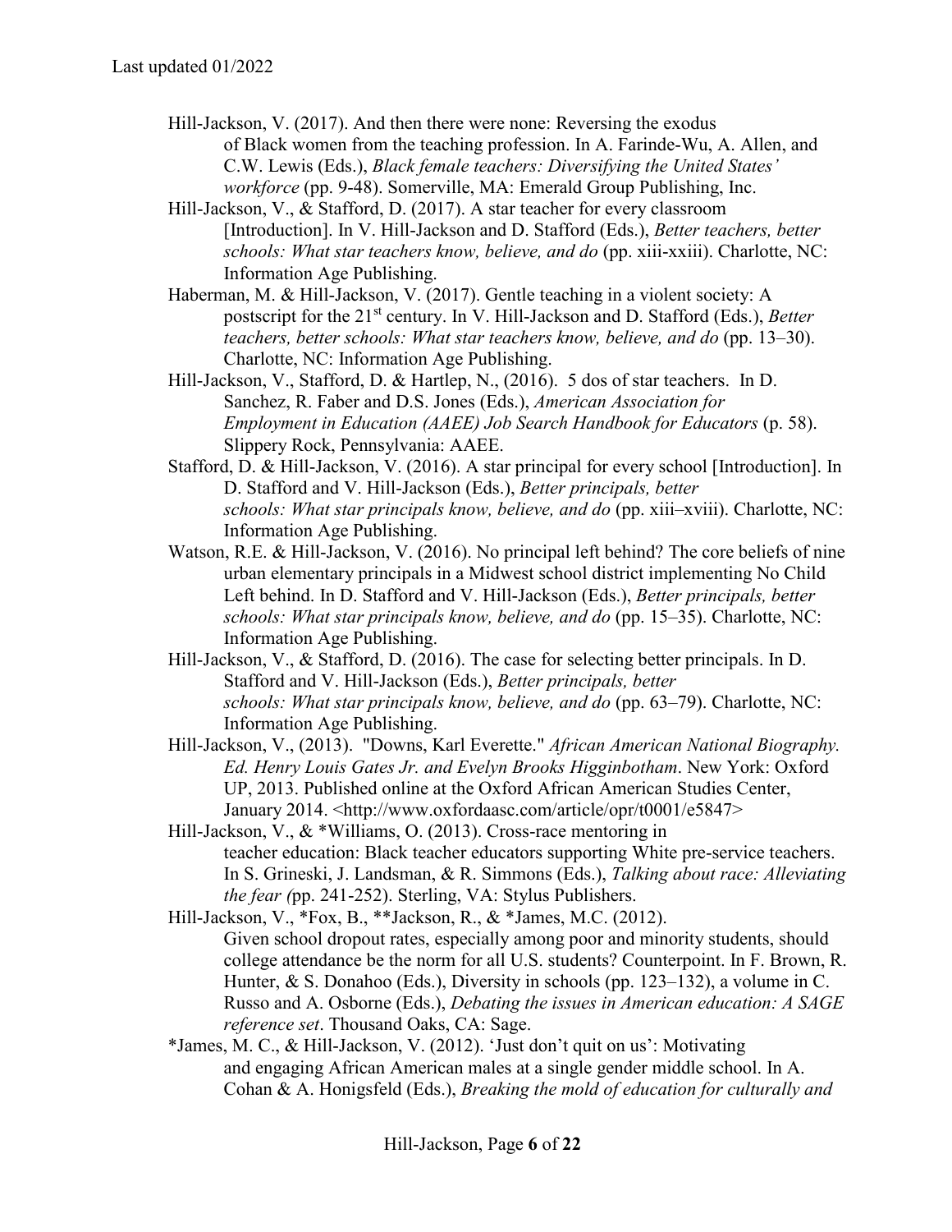Hill-Jackson, V. (2017). And then there were none: Reversing the exodus of Black women from the teaching profession. In A. Farinde-Wu, A. Allen, and C.W. Lewis (Eds.), *Black female teachers: Diversifying the United States' workforce* (pp. 9-48). Somerville, MA: Emerald Group Publishing, Inc.

Hill-Jackson, V., & Stafford, D. (2017). A star teacher for every classroom [Introduction]. In V. Hill-Jackson and D. Stafford (Eds.), *Better teachers, better schools: What star teachers know, believe, and do* (pp. xiii-xxiii). Charlotte, NC: Information Age Publishing.

Haberman, M. & Hill-Jackson, V. (2017). Gentle teaching in a violent society: A postscript for the 21st century. In V. Hill-Jackson and D. Stafford (Eds.), *Better teachers, better schools: What star teachers know, believe, and do* (pp. 13–30). Charlotte, NC: Information Age Publishing.

Hill-Jackson, V., Stafford, D. & Hartlep, N., (2016). 5 dos of star teachers. In D. Sanchez, R. Faber and D.S. Jones (Eds.), *American Association for Employment in Education (AAEE) Job Search Handbook for Educators* (p. 58). Slippery Rock, Pennsylvania: AAEE.

Stafford, D. & Hill-Jackson, V. (2016). A star principal for every school [Introduction]. In D. Stafford and V. Hill-Jackson (Eds.), *Better principals, better schools: What star principals know, believe, and do* (pp. xiii–xviii). Charlotte, NC: Information Age Publishing.

Watson, R.E. & Hill-Jackson, V. (2016). No principal left behind? The core beliefs of nine urban elementary principals in a Midwest school district implementing No Child Left behind. In D. Stafford and V. Hill-Jackson (Eds.), *Better principals, better schools: What star principals know, believe, and do* (pp. 15–35). Charlotte, NC: Information Age Publishing.

Hill-Jackson, V., & Stafford, D. (2016). The case for selecting better principals. In D. Stafford and V. Hill-Jackson (Eds.), *Better principals, better schools: What star principals know, believe, and do* (pp. 63–79). Charlotte, NC: Information Age Publishing.

Hill-Jackson, V., (2013). "Downs, Karl Everette." *African American National Biography. Ed. Henry Louis Gates Jr. and Evelyn Brooks Higginbotham*. New York: Oxford UP, 2013. Published online at the Oxford African American Studies Center, January 2014. <http://www.oxfordaasc.com/article/opr/t0001/e5847>

Hill-Jackson, V., & *Williams, O. (2013). Cross-race mentoring in teacher education: Black teacher educators supporting White pre-service teachers. In S. Grineski, J. Landsman, & R. Simmons (Eds.), *Talking about race: Alleviating the fear (*pp. 241-252). Sterling, VA: Stylus Publishers.

Hill-Jackson, V., *Fox, B., **Jackson, R., & *James, M.C. (2012). Given school dropout rates, especially among poor and minority students, should college attendance be the norm for all U.S. students? Counterpoint. In F. Brown, R. Hunter, & S. Donahoo (Eds.), Diversity in schools (pp. 123–132), a volume in C. Russo and A. Osborne (Eds.), *Debating the issues in American education: A SAGE reference set*. Thousand Oaks, CA: Sage.

*James, M. C., & Hill-Jackson, V. (2012). 'Just don't quit on us': Motivating and engaging African American males at a single gender middle school. In A. Cohan & A. Honigsfeld (Eds.), *Breaking the mold of education for culturally and*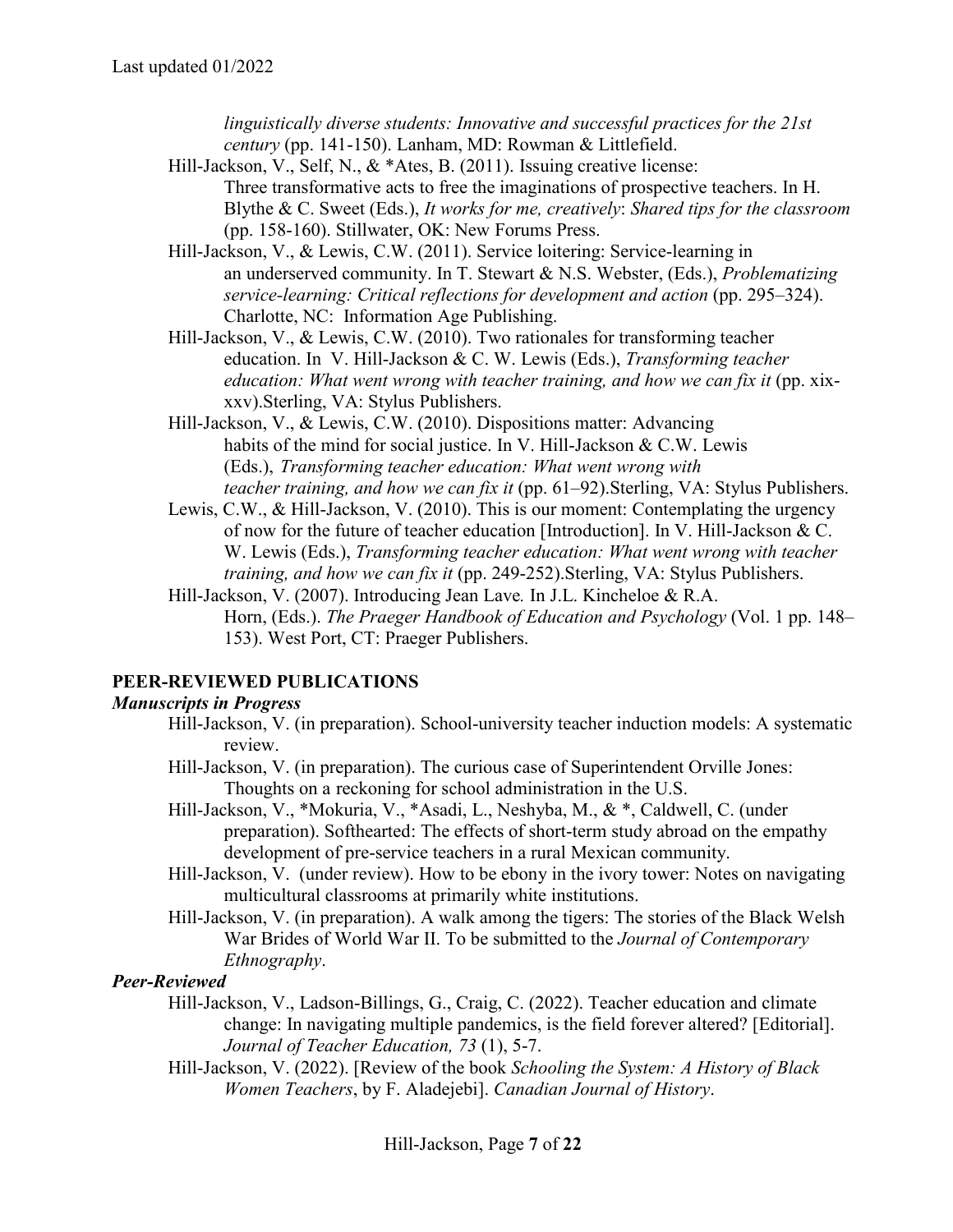*linguistically diverse students: Innovative and successful practices for the 21st century* (pp. 141-150). Lanham, MD: Rowman & Littlefield.

Hill-Jackson, V., Self, N., & *Ates, B. (2011). Issuing creative license: Three transformative acts to free the imaginations of prospective teachers. In H. Blythe & C. Sweet (Eds.), *It works for me, creatively*: *Shared tips for the classroom* (pp. 158-160). Stillwater, OK: New Forums Press.

Hill-Jackson, V., & Lewis, C.W. (2011). Service loitering: Service-learning in an underserved community. In T. Stewart & N.S. Webster, (Eds.), *Problematizing service-learning: Critical reflections for development and action* (pp. 295–324). Charlotte, NC: Information Age Publishing.

Hill-Jackson, V., & Lewis, C.W. (2010). Two rationales for transforming teacher education. In V. Hill-Jackson & C. W. Lewis (Eds.), *Transforming teacher education: What went wrong with teacher training, and how we can fix it* (pp. xix-xxv).Sterling, VA: Stylus Publishers.

Hill-Jackson, V., & Lewis, C.W. (2010). Dispositions matter: Advancing habits of the mind for social justice. In V. Hill-Jackson & C.W. Lewis (Eds.), *Transforming teacher education: What went wrong with teacher training, and how we can fix it* (pp. 61–92).Sterling, VA: Stylus Publishers.

Lewis, C.W., & Hill-Jackson, V. (2010). This is our moment: Contemplating the urgency of now for the future of teacher education [Introduction]. In V. Hill-Jackson & C. W. Lewis (Eds.), *Transforming teacher education: What went wrong with teacher training, and how we can fix it* (pp. 249-252).Sterling, VA: Stylus Publishers.

Hill-Jackson, V. (2007). Introducing Jean Lave*.* In J.L. Kincheloe & R.A. Horn, (Eds.). *The Praeger Handbook of Education and Psychology* (Vol. 1 pp. 148–153). West Port, CT: Praeger Publishers.

## PEER-REVIEWED PUBLICATIONS

### *Manuscripts in Progress*

Hill-Jackson, V. (in preparation). School-university teacher induction models: A systematic review.

Hill-Jackson, V. (in preparation). The curious case of Superintendent Orville Jones: Thoughts on a reckoning for school administration in the U.S.

Hill-Jackson, V., *Mokuria, V., *Asadi, L., Neshyba, M., & *, Caldwell, C. (under preparation). Softhearted: The effects of short-term study abroad on the empathy development of pre-service teachers in a rural Mexican community.

Hill-Jackson, V. (under review). How to be ebony in the ivory tower: Notes on navigating multicultural classrooms at primarily white institutions.

Hill-Jackson, V. (in preparation). A walk among the tigers: The stories of the Black Welsh War Brides of World War II. To be submitted to the *Journal of Contemporary Ethnography*.

### *Peer-Reviewed*

Hill-Jackson, V., Ladson-Billings, G., Craig, C. (2022). Teacher education and climate change: In navigating multiple pandemics, is the field forever altered? [Editorial]. *Journal of Teacher Education, 73* (1), 5-7.

Hill-Jackson, V. (2022). [Review of the book *Schooling the System: A History of Black Women Teachers*, by F. Aladejebi]. *Canadian Journal of History*.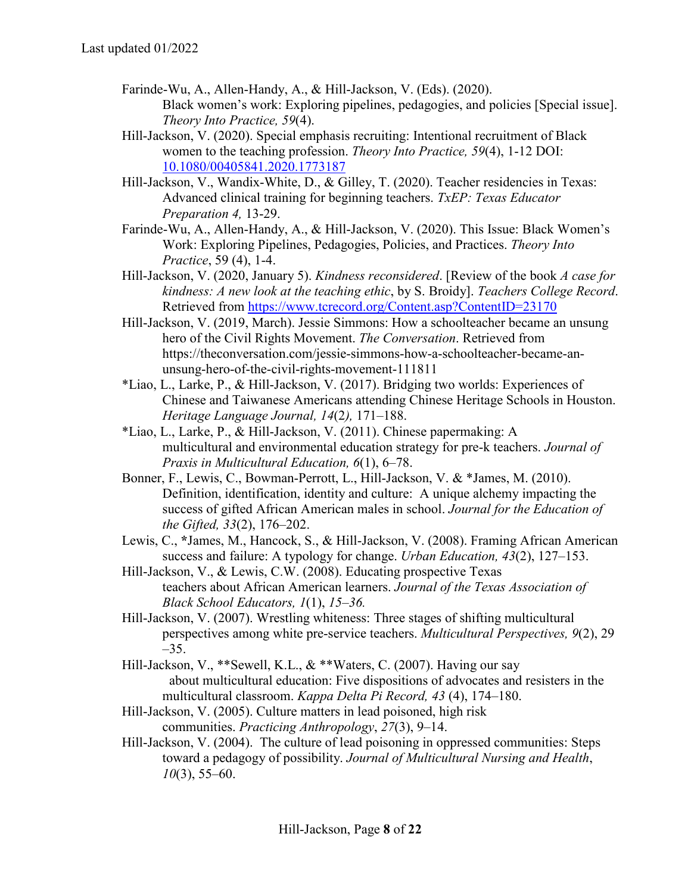Farinde-Wu, A., Allen-Handy, A., & Hill-Jackson, V. (Eds). (2020). Black women's work: Exploring pipelines, pedagogies, and policies [Special issue]. *Theory Into Practice, 59*(4).

Hill-Jackson, V. (2020). Special emphasis recruiting: Intentional recruitment of Black women to the teaching profession. *Theory Into Practice, 59*(4), 1-12 DOI: [10.1080/00405841.2020.1773187](https://doi.org/10.1080/00405841.2020.1773187)

Hill-Jackson, V., Wandix-White, D., & Gilley, T. (2020). Teacher residencies in Texas: Advanced clinical training for beginning teachers. *TxEP: Texas Educator Preparation 4,* 13-29.

Farinde-Wu, A., Allen-Handy, A., & Hill-Jackson, V. (2020). This Issue: Black Women's Work: Exploring Pipelines, Pedagogies, Policies, and Practices. *Theory Into Practice*, 59 (4), 1-4.

Hill-Jackson, V. (2020, January 5). *Kindness reconsidered*. [Review of the book *A case for kindness: A new look at the teaching ethic*, by S. Broidy]. *Teachers College Record*. Retrieved from [https://www.tcrecord.org/Content.asp?ContentID=23170](https://www.tcrecord.org/Content.asp?ContentID=23170)

Hill-Jackson, V. (2019, March). Jessie Simmons: How a schoolteacher became an unsung hero of the Civil Rights Movement. *The Conversation*. Retrieved from https://theconversation.com/jessie-simmons-how-a-schoolteacher-became-an-unsung-hero-of-the-civil-rights-movement-111811

*Liao, L., Larke, P., & Hill-Jackson, V. (2017). Bridging two worlds: Experiences of Chinese and Taiwanese Americans attending Chinese Heritage Schools in Houston. *Heritage Language Journal, 14*(2*),* 171–188.

*Liao, L., Larke, P., & Hill-Jackson, V. (2011). Chinese papermaking: A multicultural and environmental education strategy for pre-k teachers. *Journal of Praxis in Multicultural Education, 6*(1), 6–78.

Bonner, F., Lewis, C., Bowman-Perrott, L., Hill-Jackson, V. & *James, M. (2010). Definition, identification, identity and culture: A unique alchemy impacting the success of gifted African American males in school. *Journal for the Education of the Gifted, 33*(2), 176–202.

Lewis, C., *James, M., Hancock, S., & Hill-Jackson, V. (2008). Framing African American success and failure: A typology for change. *Urban Education, 43*(2), 127–153.

Hill-Jackson, V., & Lewis, C.W. (2008). Educating prospective Texas teachers about African American learners. *Journal of the Texas Association of Black School Educators, 1*(1), *15–36.*

Hill-Jackson, V. (2007). Wrestling whiteness: Three stages of shifting multicultural perspectives among white pre-service teachers. *Multicultural Perspectives, 9*(2), 29 –35.

Hill-Jackson, V., **Sewell, K.L., & **Waters, C. (2007). Having our say about multicultural education: Five dispositions of advocates and resisters in the multicultural classroom. *Kappa Delta Pi Record, 43* (4), 174–180.

Hill-Jackson, V. (2005). Culture matters in lead poisoned, high risk communities. *Practicing Anthropology*, *27*(3), 9–14.

Hill-Jackson, V. (2004). The culture of lead poisoning in oppressed communities: Steps toward a pedagogy of possibility. *Journal of Multicultural Nursing and Health*, *10*(3), 55–60.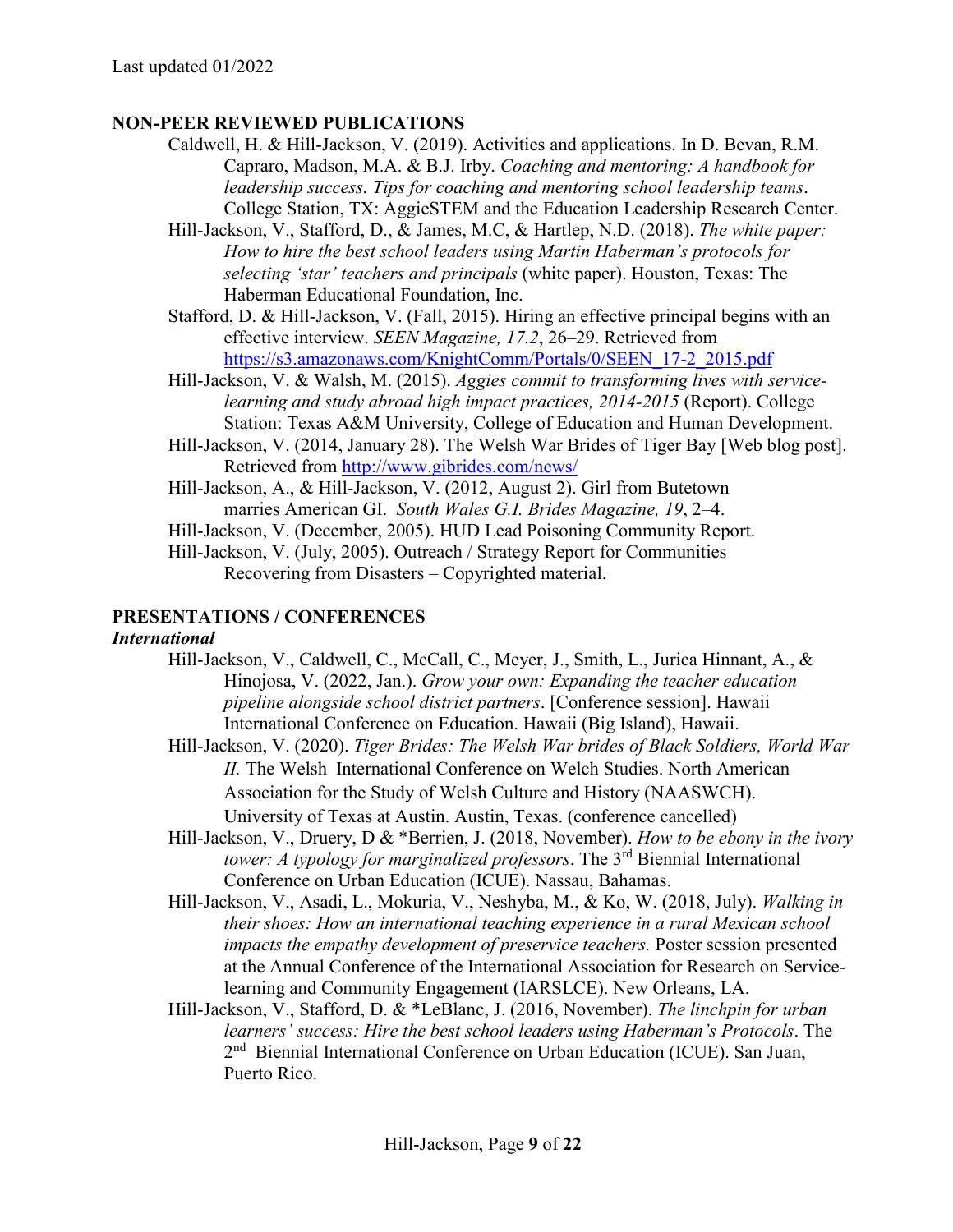Last updated 01/2022

## NON-PEER REVIEWED PUBLICATIONS

Caldwell, H. & Hill-Jackson, V. (2019). Activities and applications. In D. Bevan, R.M. Capraro, Madson, M.A. & B.J. Irby. *Coaching and mentoring: A handbook for leadership success. Tips for coaching and mentoring school leadership teams*. College Station, TX: AggieSTEM and the Education Leadership Research Center.

Hill-Jackson, V., Stafford, D., & James, M.C, & Hartlep, N.D. (2018). *The white paper: How to hire the best school leaders using Martin Haberman's protocols for selecting 'star' teachers and principals* (white paper). Houston, Texas: The Haberman Educational Foundation, Inc.

Stafford, D. & Hill-Jackson, V. (Fall, 2015). Hiring an effective principal begins with an effective interview. *SEEN Magazine, 17.2*, 26–29. Retrieved from https://s3.amazonaws.com/KnightComm/Portals/0/SEEN_17-2_2015.pdf

Hill-Jackson, V. & Walsh, M. (2015). *Aggies commit to transforming lives with service-learning and study abroad high impact practices, 2014-2015* (Report). College Station: Texas A&M University, College of Education and Human Development.

Hill-Jackson, V. (2014, January 28). The Welsh War Brides of Tiger Bay [Web blog post]. Retrieved from http://www.gibrides.com/news/

Hill-Jackson, A., & Hill-Jackson, V. (2012, August 2). Girl from Butetown marries American GI. *South Wales G.I. Brides Magazine, 19*, 2–4.

Hill-Jackson, V. (December, 2005). HUD Lead Poisoning Community Report.

Hill-Jackson, V. (July, 2005). Outreach / Strategy Report for Communities Recovering from Disasters – Copyrighted material.

## PRESENTATIONS / CONFERENCES

### *International*

Hill-Jackson, V., Caldwell, C., McCall, C., Meyer, J., Smith, L., Jurica Hinnant, A., & Hinojosa, V. (2022, Jan.). *Grow your own: Expanding the teacher education pipeline alongside school district partners*. [Conference session]. Hawaii International Conference on Education. Hawaii (Big Island), Hawaii.

Hill-Jackson, V. (2020). *Tiger Brides: The Welsh War brides of Black Soldiers, World War II.* The Welsh International Conference on Welch Studies. North American Association for the Study of Welsh Culture and History (NAASWCH). University of Texas at Austin. Austin, Texas. (conference cancelled)

Hill-Jackson, V., Druery, D & *Berrien, J. (2018, November). *How to be ebony in the ivory tower: A typology for marginalized professors*. The 3rd Biennial International Conference on Urban Education (ICUE). Nassau, Bahamas.

Hill-Jackson, V., Asadi, L., Mokuria, V., Neshyba, M., & Ko, W. (2018, July). *Walking in their shoes: How an international teaching experience in a rural Mexican school impacts the empathy development of preservice teachers.* Poster session presented at the Annual Conference of the International Association for Research on Service-learning and Community Engagement (IARSLCE). New Orleans, LA.

Hill-Jackson, V., Stafford, D. & *LeBlanc, J. (2016, November). *The linchpin for urban learners' success: Hire the best school leaders using Haberman's Protocols*. The 2nd Biennial International Conference on Urban Education (ICUE). San Juan, Puerto Rico.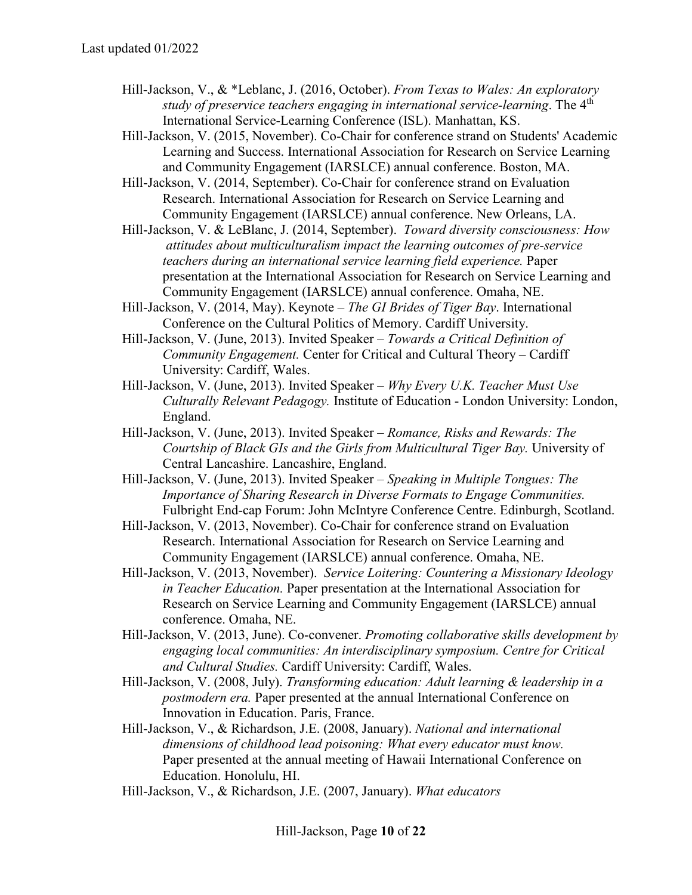Hill-Jackson, V., & *Leblanc, J. (2016, October). *From Texas to Wales: An exploratory study of preservice teachers engaging in international service-learning*. The 4th International Service-Learning Conference (ISL). Manhattan, KS.

Hill-Jackson, V. (2015, November). Co-Chair for conference strand on Students' Academic Learning and Success. International Association for Research on Service Learning and Community Engagement (IARSLCE) annual conference. Boston, MA.

Hill-Jackson, V. (2014, September). Co-Chair for conference strand on Evaluation Research. International Association for Research on Service Learning and Community Engagement (IARSLCE) annual conference. New Orleans, LA.

Hill-Jackson, V. & LeBlanc, J. (2014, September). *Toward diversity consciousness: How attitudes about multiculturalism impact the learning outcomes of pre-service teachers during an international service learning field experience.* Paper presentation at the International Association for Research on Service Learning and Community Engagement (IARSLCE) annual conference. Omaha, NE.

Hill-Jackson, V. (2014, May). Keynote – *The GI Brides of Tiger Bay*. International Conference on the Cultural Politics of Memory. Cardiff University.

Hill-Jackson, V. (June, 2013). Invited Speaker – *Towards a Critical Definition of Community Engagement.* Center for Critical and Cultural Theory – Cardiff University: Cardiff, Wales.

Hill-Jackson, V. (June, 2013). Invited Speaker – *Why Every U.K. Teacher Must Use Culturally Relevant Pedagogy.* Institute of Education - London University: London, England.

Hill-Jackson, V. (June, 2013). Invited Speaker – *Romance, Risks and Rewards: The Courtship of Black GIs and the Girls from Multicultural Tiger Bay.* University of Central Lancashire. Lancashire, England.

Hill-Jackson, V. (June, 2013). Invited Speaker – *Speaking in Multiple Tongues: The Importance of Sharing Research in Diverse Formats to Engage Communities.* Fulbright End-cap Forum: John McIntyre Conference Centre. Edinburgh, Scotland.

Hill-Jackson, V. (2013, November). Co-Chair for conference strand on Evaluation Research. International Association for Research on Service Learning and Community Engagement (IARSLCE) annual conference. Omaha, NE.

Hill-Jackson, V. (2013, November). *Service Loitering: Countering a Missionary Ideology in Teacher Education.* Paper presentation at the International Association for Research on Service Learning and Community Engagement (IARSLCE) annual conference. Omaha, NE.

Hill-Jackson, V. (2013, June). Co-convener. *Promoting collaborative skills development by engaging local communities: An interdisciplinary symposium. Centre for Critical and Cultural Studies.* Cardiff University: Cardiff, Wales.

Hill-Jackson, V. (2008, July). *Transforming education: Adult learning & leadership in a postmodern era.* Paper presented at the annual International Conference on Innovation in Education. Paris, France.

Hill-Jackson, V., & Richardson, J.E. (2008, January). *National and international dimensions of childhood lead poisoning: What every educator must know.* Paper presented at the annual meeting of Hawaii International Conference on Education. Honolulu, HI.

Hill-Jackson, V., & Richardson, J.E. (2007, January). *What educators*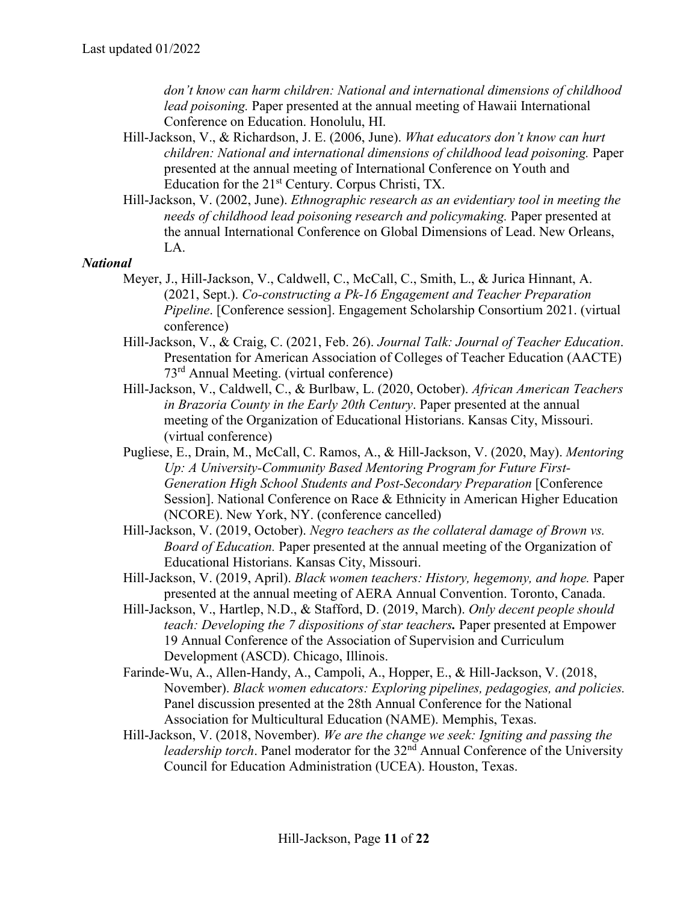*don't know can harm children: National and international dimensions of childhood lead poisoning.* Paper presented at the annual meeting of Hawaii International Conference on Education. Honolulu, HI.

Hill-Jackson, V., & Richardson, J. E. (2006, June). *What educators don't know can hurt children: National and international dimensions of childhood lead poisoning.* Paper presented at the annual meeting of International Conference on Youth and Education for the 21st Century. Corpus Christi, TX.

Hill-Jackson, V. (2002, June). *Ethnographic research as an evidentiary tool in meeting the needs of childhood lead poisoning research and policymaking.* Paper presented at the annual International Conference on Global Dimensions of Lead. New Orleans, LA.

***National***

Meyer, J., Hill-Jackson, V., Caldwell, C., McCall, C., Smith, L., & Jurica Hinnant, A. (2021, Sept.). *Co-constructing a Pk-16 Engagement and Teacher Preparation Pipeline*. [Conference session]. Engagement Scholarship Consortium 2021. (virtual conference)

Hill-Jackson, V., & Craig, C. (2021, Feb. 26). *Journal Talk: Journal of Teacher Education*. Presentation for American Association of Colleges of Teacher Education (AACTE) 73rd Annual Meeting. (virtual conference)

Hill-Jackson, V., Caldwell, C., & Burlbaw, L. (2020, October). *African American Teachers in Brazoria County in the Early 20th Century*. Paper presented at the annual meeting of the Organization of Educational Historians. Kansas City, Missouri. (virtual conference)

Pugliese, E., Drain, M., McCall, C. Ramos, A., & Hill-Jackson, V. (2020, May). *Mentoring Up: A University-Community Based Mentoring Program for Future First-Generation High School Students and Post-Secondary Preparation* [Conference Session]. National Conference on Race & Ethnicity in American Higher Education (NCORE). New York, NY. (conference cancelled)

Hill-Jackson, V. (2019, October). *Negro teachers as the collateral damage of Brown vs. Board of Education.* Paper presented at the annual meeting of the Organization of Educational Historians. Kansas City, Missouri.

Hill-Jackson, V. (2019, April). *Black women teachers: History, hegemony, and hope.* Paper presented at the annual meeting of AERA Annual Convention. Toronto, Canada.

Hill-Jackson, V., Hartlep, N.D., & Stafford, D. (2019, March). *Only decent people should teach: Developing the 7 dispositions of star teachers.* Paper presented at Empower 19 Annual Conference of the Association of Supervision and Curriculum Development (ASCD). Chicago, Illinois.

Farinde-Wu, A., Allen-Handy, A., Campoli, A., Hopper, E., & Hill-Jackson, V. (2018, November). *Black women educators: Exploring pipelines, pedagogies, and policies.* Panel discussion presented at the 28th Annual Conference for the National Association for Multicultural Education (NAME). Memphis, Texas.

Hill-Jackson, V. (2018, November). *We are the change we seek: Igniting and passing the leadership torch*. Panel moderator for the 32nd Annual Conference of the University Council for Education Administration (UCEA). Houston, Texas.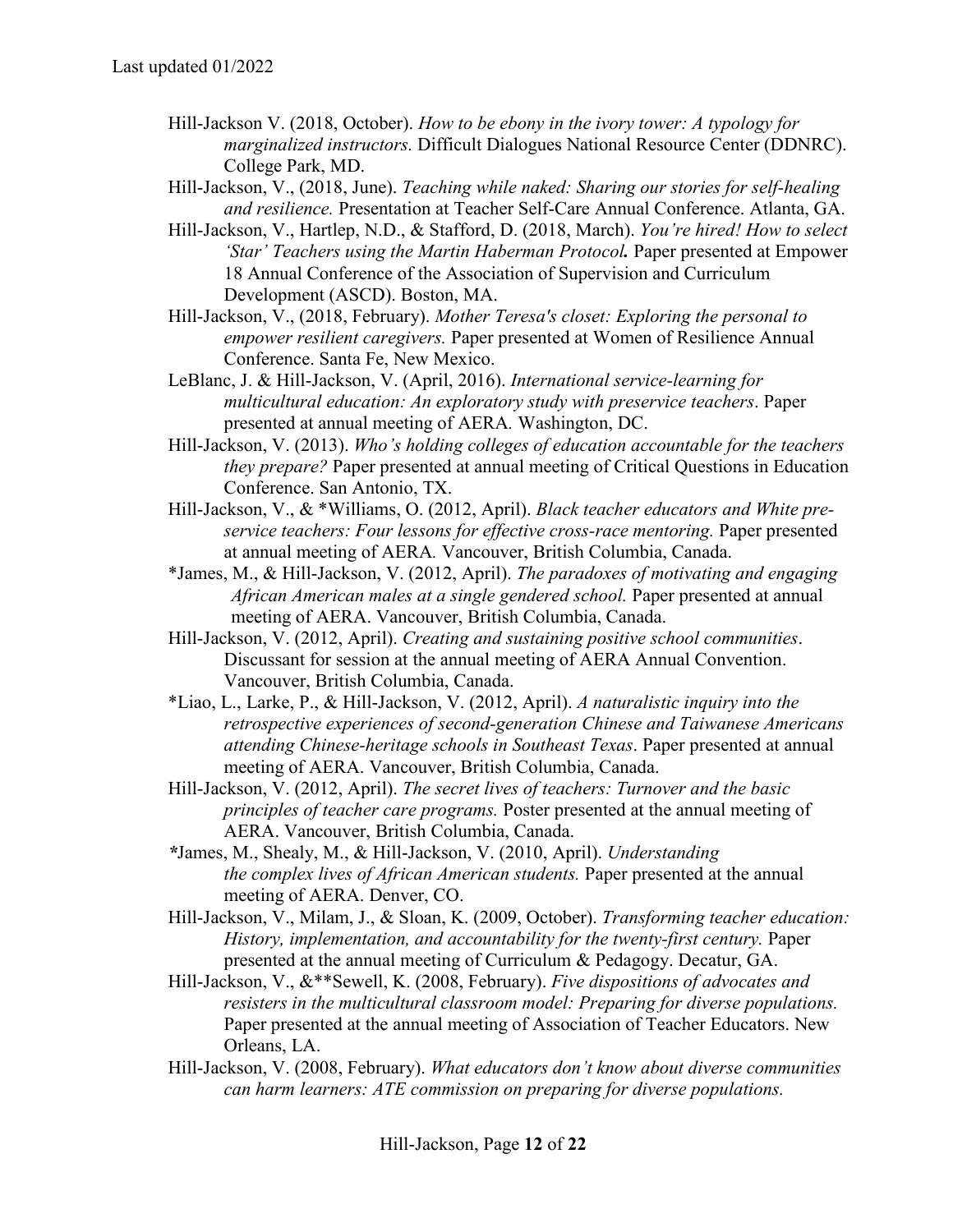Last updated 01/2022

Hill-Jackson V. (2018, October). *How to be ebony in the ivory tower: A typology for marginalized instructors.* Difficult Dialogues National Resource Center (DDNRC). College Park, MD.

Hill-Jackson, V., (2018, June). *Teaching while naked: Sharing our stories for self-healing and resilience.* Presentation at Teacher Self-Care Annual Conference. Atlanta, GA.

Hill-Jackson, V., Hartlep, N.D., & Stafford, D. (2018, March). *You're hired! How to select 'Star' Teachers using the Martin Haberman Protocol***.** Paper presented at Empower 18 Annual Conference of the Association of Supervision and Curriculum Development (ASCD). Boston, MA.

Hill-Jackson, V., (2018, February). *Mother Teresa's closet: Exploring the personal to empower resilient caregivers.* Paper presented at Women of Resilience Annual Conference. Santa Fe, New Mexico.

LeBlanc, J. & Hill-Jackson, V. (April, 2016). *International service-learning for multicultural education: An exploratory study with preservice teachers*. Paper presented at annual meeting of AERA. Washington, DC.

Hill-Jackson, V. (2013). *Who's holding colleges of education accountable for the teachers they prepare?* Paper presented at annual meeting of Critical Questions in Education Conference. San Antonio, TX.

Hill-Jackson, V., & *Williams, O. (2012, April). *Black teacher educators and White pre-service teachers: Four lessons for effective cross-race mentoring.* Paper presented at annual meeting of AERA. Vancouver, British Columbia, Canada.

*James, M., & Hill-Jackson, V. (2012, April). *The paradoxes of motivating and engaging African American males at a single gendered school.* Paper presented at annual meeting of AERA. Vancouver, British Columbia, Canada.

Hill-Jackson, V. (2012, April). *Creating and sustaining positive school communities*. Discussant for session at the annual meeting of AERA Annual Convention. Vancouver, British Columbia, Canada.

*Liao, L., Larke, P., & Hill-Jackson, V. (2012, April). *A naturalistic inquiry into the retrospective experiences of second-generation Chinese and Taiwanese Americans attending Chinese-heritage schools in Southeast Texas*. Paper presented at annual meeting of AERA. Vancouver, British Columbia, Canada.

Hill-Jackson, V. (2012, April). *The secret lives of teachers: Turnover and the basic principles of teacher care programs.* Poster presented at the annual meeting of AERA. Vancouver, British Columbia, Canada.

*James, M., Shealy, M., & Hill-Jackson, V. (2010, April). *Understanding the complex lives of African American students.* Paper presented at the annual meeting of AERA. Denver, CO.

Hill-Jackson, V., Milam, J., & Sloan, K. (2009, October). *Transforming teacher education: History, implementation, and accountability for the twenty-first century.* Paper presented at the annual meeting of Curriculum & Pedagogy. Decatur, GA.

Hill-Jackson, V., &**Sewell, K. (2008, February). *Five dispositions of advocates and resisters in the multicultural classroom model: Preparing for diverse populations.* Paper presented at the annual meeting of Association of Teacher Educators. New Orleans, LA.

Hill-Jackson, V. (2008, February). *What educators don't know about diverse communities can harm learners: ATE commission on preparing for diverse populations.*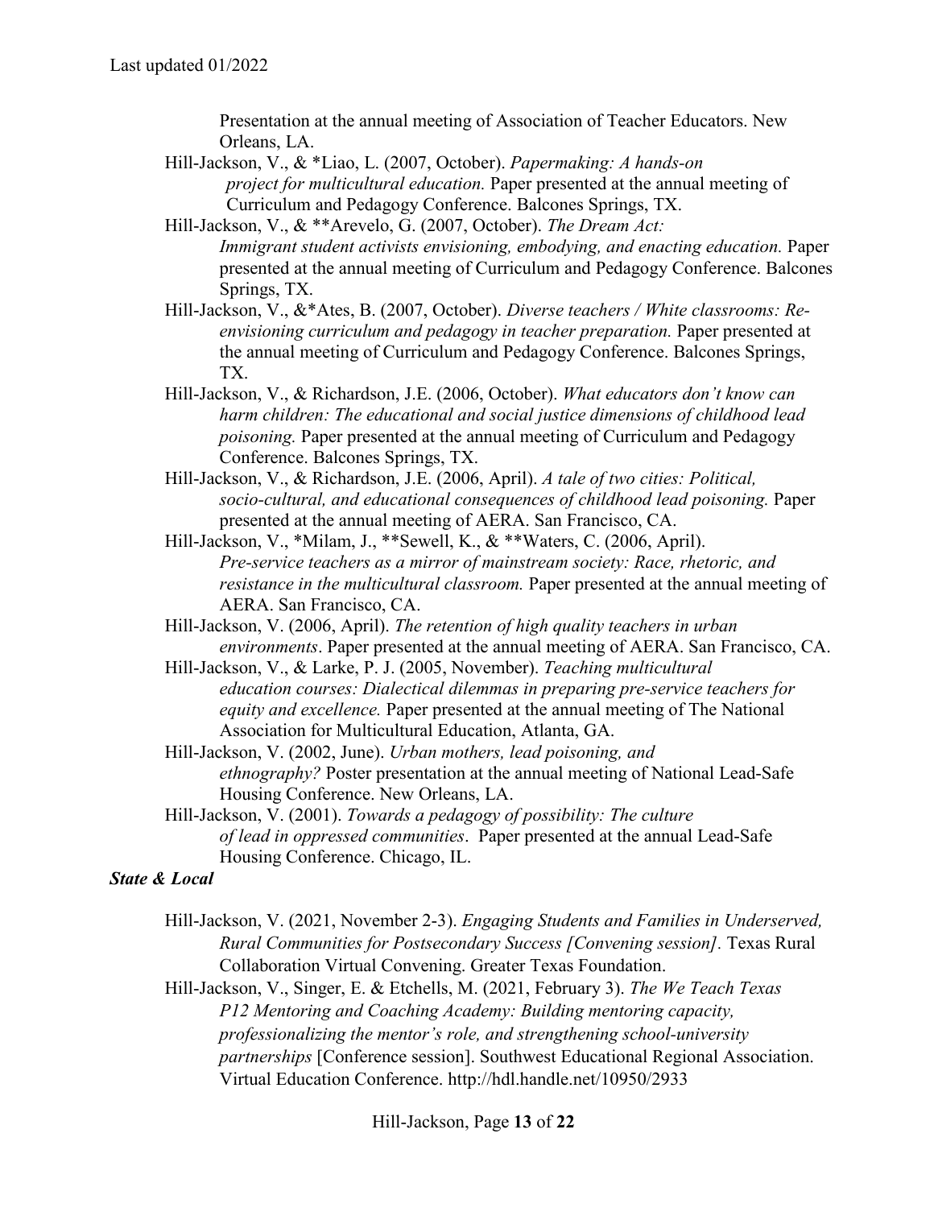Presentation at the annual meeting of Association of Teacher Educators. New Orleans, LA.

Hill-Jackson, V., & *Liao, L. (2007, October). *Papermaking: A hands-on project for multicultural education.* Paper presented at the annual meeting of Curriculum and Pedagogy Conference. Balcones Springs, TX.

Hill-Jackson, V., & **Arevelo, G. (2007, October). *The Dream Act: Immigrant student activists envisioning, embodying, and enacting education.* Paper presented at the annual meeting of Curriculum and Pedagogy Conference. Balcones Springs, TX.

Hill-Jackson, V., &*Ates, B. (2007, October). *Diverse teachers / White classrooms: Re-envisioning curriculum and pedagogy in teacher preparation.* Paper presented at the annual meeting of Curriculum and Pedagogy Conference. Balcones Springs, TX.

Hill-Jackson, V., & Richardson, J.E. (2006, October). *What educators don't know can harm children: The educational and social justice dimensions of childhood lead poisoning.* Paper presented at the annual meeting of Curriculum and Pedagogy Conference. Balcones Springs, TX.

Hill-Jackson, V., & Richardson, J.E. (2006, April). *A tale of two cities: Political, socio-cultural, and educational consequences of childhood lead poisoning.* Paper presented at the annual meeting of AERA. San Francisco, CA.

Hill-Jackson, V., *Milam, J., **Sewell, K., & **Waters, C. (2006, April). *Pre-service teachers as a mirror of mainstream society: Race, rhetoric, and resistance in the multicultural classroom.* Paper presented at the annual meeting of AERA. San Francisco, CA.

Hill-Jackson, V. (2006, April). *The retention of high quality teachers in urban environments*. Paper presented at the annual meeting of AERA. San Francisco, CA.

Hill-Jackson, V., & Larke, P. J. (2005, November). *Teaching multicultural education courses: Dialectical dilemmas in preparing pre-service teachers for equity and excellence.* Paper presented at the annual meeting of The National Association for Multicultural Education, Atlanta, GA.

Hill-Jackson, V. (2002, June). *Urban mothers, lead poisoning, and ethnography?* Poster presentation at the annual meeting of National Lead-Safe Housing Conference. New Orleans, LA.

Hill-Jackson, V. (2001). *Towards a pedagogy of possibility: The culture of lead in oppressed communities*. Paper presented at the annual Lead-Safe Housing Conference. Chicago, IL.

***State & Local***

Hill-Jackson, V. (2021, November 2-3). *Engaging Students and Families in Underserved, Rural Communities for Postsecondary Success [Convening session].* Texas Rural Collaboration Virtual Convening. Greater Texas Foundation.

Hill-Jackson, V., Singer, E. & Etchells, M. (2021, February 3). *The We Teach Texas P12 Mentoring and Coaching Academy: Building mentoring capacity, professionalizing the mentor's role, and strengthening school-university partnerships* [Conference session]. Southwest Educational Regional Association. Virtual Education Conference. http://hdl.handle.net/10950/2933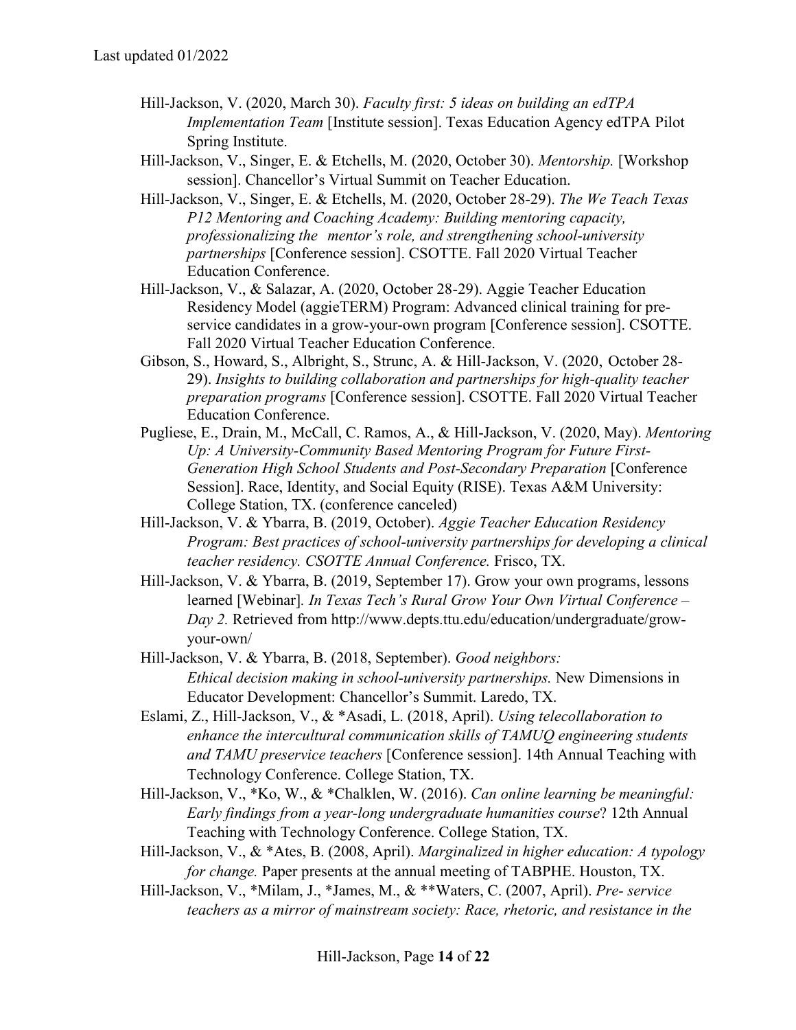Hill-Jackson, V. (2020, March 30). *Faculty first: 5 ideas on building an edTPA Implementation Team* [Institute session]. Texas Education Agency edTPA Pilot Spring Institute.

Hill-Jackson, V., Singer, E. & Etchells, M. (2020, October 30). *Mentorship.* [Workshop session]. Chancellor's Virtual Summit on Teacher Education.

Hill-Jackson, V., Singer, E. & Etchells, M. (2020, October 28-29). *The We Teach Texas P12 Mentoring and Coaching Academy: Building mentoring capacity, professionalizing the mentor's role, and strengthening school-university partnerships* [Conference session]. CSOTTE. Fall 2020 Virtual Teacher Education Conference.

Hill-Jackson, V., & Salazar, A. (2020, October 28-29). Aggie Teacher Education Residency Model (aggieTERM) Program: Advanced clinical training for pre-service candidates in a grow-your-own program [Conference session]. CSOTTE. Fall 2020 Virtual Teacher Education Conference.

Gibson, S., Howard, S., Albright, S., Strunc, A. & Hill-Jackson, V. (2020, October 28-29). *Insights to building collaboration and partnerships for high-quality teacher preparation programs* [Conference session]. CSOTTE. Fall 2020 Virtual Teacher Education Conference.

Pugliese, E., Drain, M., McCall, C. Ramos, A., & Hill-Jackson, V. (2020, May). *Mentoring Up: A University-Community Based Mentoring Program for Future First-Generation High School Students and Post-Secondary Preparation* [Conference Session]. Race, Identity, and Social Equity (RISE). Texas A&M University: College Station, TX. (conference canceled)

Hill-Jackson, V. & Ybarra, B. (2019, October). *Aggie Teacher Education Residency Program: Best practices of school-university partnerships for developing a clinical teacher residency. CSOTTE Annual Conference.* Frisco, TX.

Hill-Jackson, V. & Ybarra, B. (2019, September 17). Grow your own programs, lessons learned [Webinar]. *In Texas Tech's Rural Grow Your Own Virtual Conference – Day 2.* Retrieved from http://www.depts.ttu.edu/education/undergraduate/grow-your-own/

Hill-Jackson, V. & Ybarra, B. (2018, September). *Good neighbors: Ethical decision making in school-university partnerships.* New Dimensions in Educator Development: Chancellor's Summit. Laredo, TX.

Eslami, Z., Hill-Jackson, V., & *Asadi, L. (2018, April). *Using telecollaboration to enhance the intercultural communication skills of TAMUQ engineering students and TAMU preservice teachers* [Conference session]. 14th Annual Teaching with Technology Conference. College Station, TX.

Hill-Jackson, V., *Ko, W., & *Chalklen, W. (2016). *Can online learning be meaningful: Early findings from a year-long undergraduate humanities course*? 12th Annual Teaching with Technology Conference. College Station, TX.

Hill-Jackson, V., & *Ates, B. (2008, April). *Marginalized in higher education: A typology for change.* Paper presents at the annual meeting of TABPHE. Houston, TX.

Hill-Jackson, V., *Milam, J., *James, M., & **Waters, C. (2007, April). *Pre- service teachers as a mirror of mainstream society: Race, rhetoric, and resistance in the*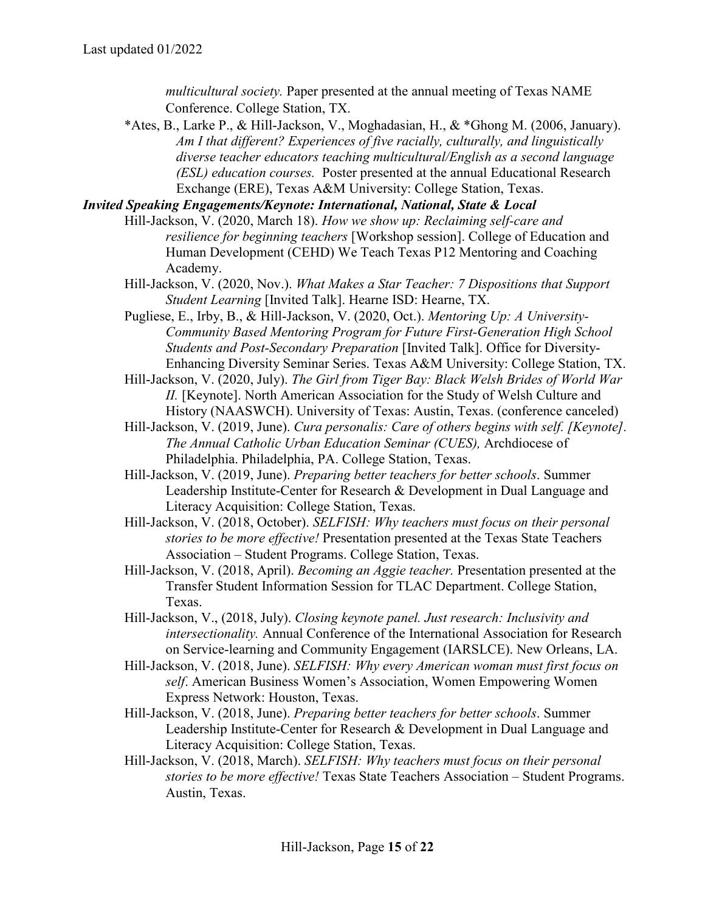*multicultural society.* Paper presented at the annual meeting of Texas NAME Conference. College Station, TX.

*Ates, B., Larke P., & Hill-Jackson, V., Moghadasian, H., & *Ghong M. (2006, January). *Am I that different? Experiences of five racially, culturally, and linguistically diverse teacher educators teaching multicultural/English as a second language (ESL) education courses.* Poster presented at the annual Educational Research Exchange (ERE), Texas A&M University: College Station, Texas.

***Invited Speaking Engagements/Keynote: International, National, State & Local***

Hill-Jackson, V. (2020, March 18). *How we show up: Reclaiming self-care and resilience for beginning teachers* [Workshop session]. College of Education and Human Development (CEHD) We Teach Texas P12 Mentoring and Coaching Academy.

Hill-Jackson, V. (2020, Nov.). *What Makes a Star Teacher: 7 Dispositions that Support Student Learning* [Invited Talk]. Hearne ISD: Hearne, TX.

Pugliese, E., Irby, B., & Hill-Jackson, V. (2020, Oct.). *Mentoring Up: A University-Community Based Mentoring Program for Future First-Generation High School Students and Post-Secondary Preparation* [Invited Talk]. Office for Diversity-Enhancing Diversity Seminar Series. Texas A&M University: College Station, TX.

Hill-Jackson, V. (2020, July). *The Girl from Tiger Bay: Black Welsh Brides of World War II.* [Keynote]. North American Association for the Study of Welsh Culture and History (NAASWCH). University of Texas: Austin, Texas. (conference canceled)

Hill-Jackson, V. (2019, June). *Cura personalis: Care of others begins with self. [Keynote]. The Annual Catholic Urban Education Seminar (CUES),* Archdiocese of Philadelphia. Philadelphia, PA. College Station, Texas.

Hill-Jackson, V. (2019, June). *Preparing better teachers for better schools*. Summer Leadership Institute-Center for Research & Development in Dual Language and Literacy Acquisition: College Station, Texas.

Hill-Jackson, V. (2018, October). *SELFISH: Why teachers must focus on their personal stories to be more effective!* Presentation presented at the Texas State Teachers Association – Student Programs. College Station, Texas.

Hill-Jackson, V. (2018, April). *Becoming an Aggie teacher.* Presentation presented at the Transfer Student Information Session for TLAC Department. College Station, Texas.

Hill-Jackson, V., (2018, July). *Closing keynote panel. Just research: Inclusivity and intersectionality.* Annual Conference of the International Association for Research on Service-learning and Community Engagement (IARSLCE). New Orleans, LA.

Hill-Jackson, V. (2018, June). *SELFISH: Why every American woman must first focus on self*. American Business Women's Association, Women Empowering Women Express Network: Houston, Texas.

Hill-Jackson, V. (2018, June). *Preparing better teachers for better schools*. Summer Leadership Institute-Center for Research & Development in Dual Language and Literacy Acquisition: College Station, Texas.

Hill-Jackson, V. (2018, March). *SELFISH: Why teachers must focus on their personal stories to be more effective!* Texas State Teachers Association – Student Programs. Austin, Texas.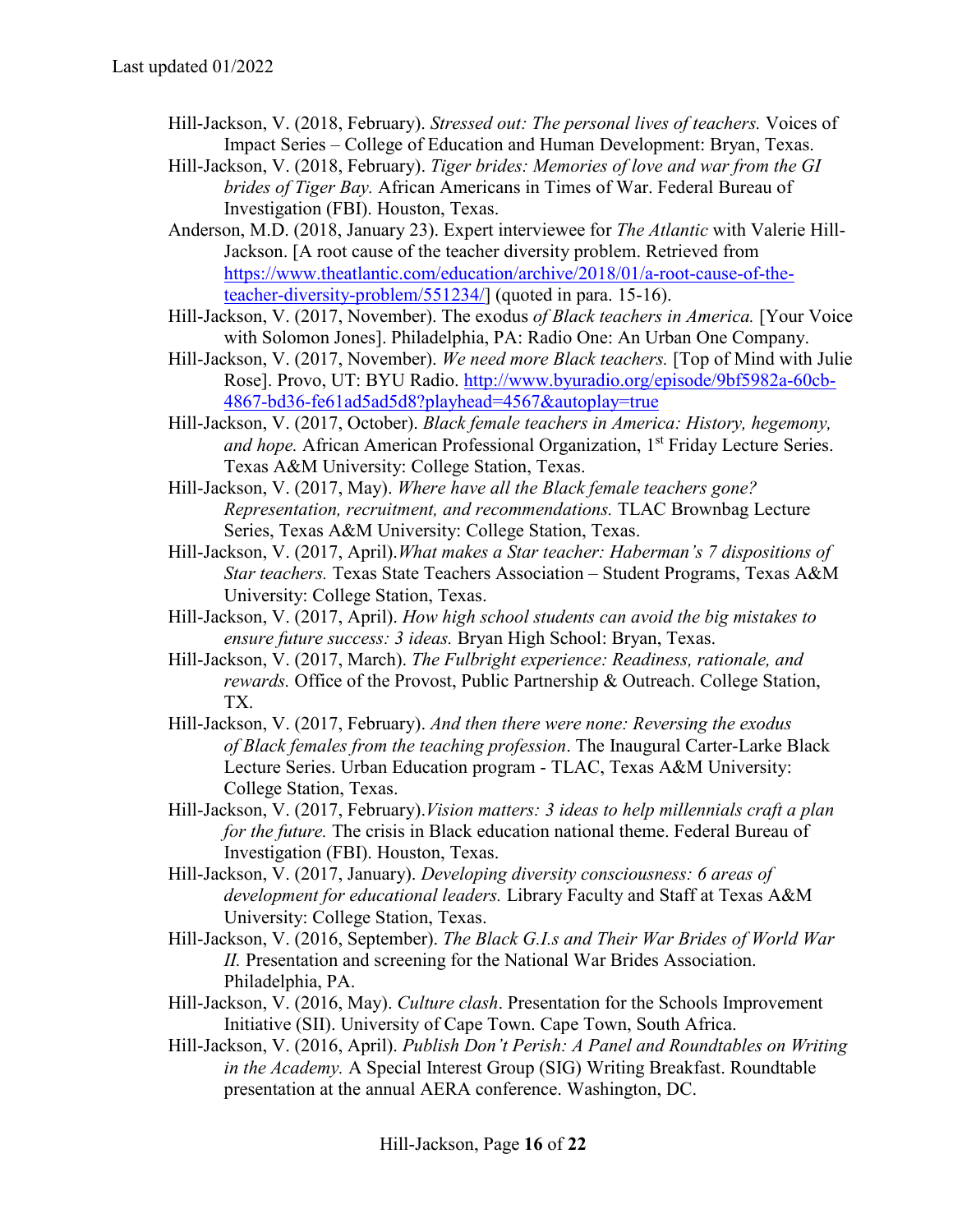Hill-Jackson, V. (2018, February). *Stressed out: The personal lives of teachers.* Voices of Impact Series – College of Education and Human Development: Bryan, Texas.

Hill-Jackson, V. (2018, February). *Tiger brides: Memories of love and war from the GI brides of Tiger Bay.* African Americans in Times of War. Federal Bureau of Investigation (FBI). Houston, Texas.

Anderson, M.D. (2018, January 23). Expert interviewee for *The Atlantic* with Valerie Hill-Jackson. [A root cause of the teacher diversity problem. Retrieved from https://www.theatlantic.com/education/archive/2018/01/a-root-cause-of-the-teacher-diversity-problem/551234/] (quoted in para. 15-16).

Hill-Jackson, V. (2017, November). The exodus *of Black teachers in America.* [Your Voice with Solomon Jones]. Philadelphia, PA: Radio One: An Urban One Company.

Hill-Jackson, V. (2017, November). *We need more Black teachers.* [Top of Mind with Julie Rose]. Provo, UT: BYU Radio. http://www.byuradio.org/episode/9bf5982a-60cb-4867-bd36-fe61ad5ad5d8?playhead=4567&autoplay=true

Hill-Jackson, V. (2017, October). *Black female teachers in America: History, hegemony, and hope.* African American Professional Organization, 1st Friday Lecture Series. Texas A&M University: College Station, Texas.

Hill-Jackson, V. (2017, May). *Where have all the Black female teachers gone? Representation, recruitment, and recommendations.* TLAC Brownbag Lecture Series, Texas A&M University: College Station, Texas.

Hill-Jackson, V. (2017, April). *What makes a Star teacher: Haberman's 7 dispositions of Star teachers.* Texas State Teachers Association – Student Programs, Texas A&M University: College Station, Texas.

Hill-Jackson, V. (2017, April). *How high school students can avoid the big mistakes to ensure future success: 3 ideas.* Bryan High School: Bryan, Texas.

Hill-Jackson, V. (2017, March). *The Fulbright experience: Readiness, rationale, and rewards.* Office of the Provost, Public Partnership & Outreach. College Station, TX.

Hill-Jackson, V. (2017, February). *And then there were none: Reversing the exodus of Black females from the teaching profession*. The Inaugural Carter-Larke Black Lecture Series. Urban Education program - TLAC, Texas A&M University: College Station, Texas.

Hill-Jackson, V. (2017, February). *Vision matters: 3 ideas to help millennials craft a plan for the future.* The crisis in Black education national theme. Federal Bureau of Investigation (FBI). Houston, Texas.

Hill-Jackson, V. (2017, January). *Developing diversity consciousness: 6 areas of development for educational leaders.* Library Faculty and Staff at Texas A&M University: College Station, Texas.

Hill-Jackson, V. (2016, September). *The Black G.I.s and Their War Brides of World War II.* Presentation and screening for the National War Brides Association. Philadelphia, PA.

Hill-Jackson, V. (2016, May). *Culture clash*. Presentation for the Schools Improvement Initiative (SII). University of Cape Town. Cape Town, South Africa.

Hill-Jackson, V. (2016, April). *Publish Don't Perish: A Panel and Roundtables on Writing in the Academy.* A Special Interest Group (SIG) Writing Breakfast. Roundtable presentation at the annual AERA conference. Washington, DC.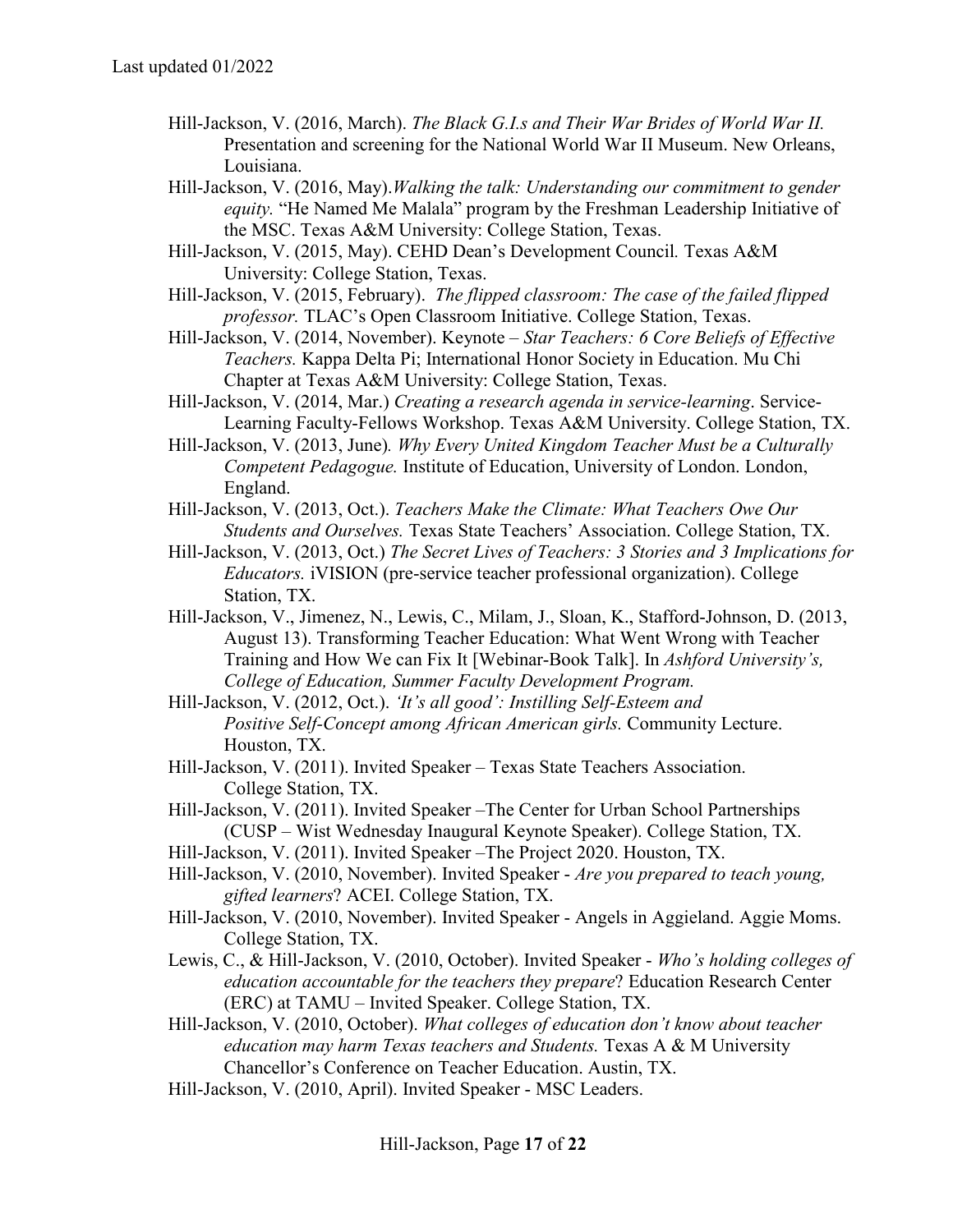Hill-Jackson, V. (2016, March). *The Black G.I.s and Their War Brides of World War II.* Presentation and screening for the National World War II Museum. New Orleans, Louisiana.

Hill-Jackson, V. (2016, May).*Walking the talk: Understanding our commitment to gender equity.* "He Named Me Malala" program by the Freshman Leadership Initiative of the MSC. Texas A&M University: College Station, Texas.

Hill-Jackson, V. (2015, May). CEHD Dean's Development Council*.* Texas A&M University: College Station, Texas.

Hill-Jackson, V. (2015, February). *The flipped classroom: The case of the failed flipped professor.* TLAC's Open Classroom Initiative. College Station, Texas.

Hill-Jackson, V. (2014, November). Keynote – *Star Teachers: 6 Core Beliefs of Effective Teachers.* Kappa Delta Pi; International Honor Society in Education. Mu Chi Chapter at Texas A&M University: College Station, Texas.

Hill-Jackson, V. (2014, Mar.) *Creating a research agenda in service-learning*. Service-Learning Faculty-Fellows Workshop. Texas A&M University. College Station, TX.

Hill-Jackson, V. (2013, June)*. Why Every United Kingdom Teacher Must be a Culturally Competent Pedagogue.* Institute of Education, University of London. London, England.

Hill-Jackson, V. (2013, Oct.). *Teachers Make the Climate: What Teachers Owe Our Students and Ourselves.* Texas State Teachers' Association. College Station, TX.

Hill-Jackson, V. (2013, Oct.) *The Secret Lives of Teachers: 3 Stories and 3 Implications for Educators.* iVISION (pre-service teacher professional organization). College Station, TX.

Hill-Jackson, V., Jimenez, N., Lewis, C., Milam, J., Sloan, K., Stafford-Johnson, D. (2013, August 13). Transforming Teacher Education: What Went Wrong with Teacher Training and How We can Fix It [Webinar-Book Talk]. In *Ashford University's, College of Education, Summer Faculty Development Program.*

Hill-Jackson, V. (2012, Oct.). *'It's all good': Instilling Self-Esteem and Positive Self-Concept among African American girls.* Community Lecture. Houston, TX.

Hill-Jackson, V. (2011). Invited Speaker – Texas State Teachers Association. College Station, TX.

Hill-Jackson, V. (2011). Invited Speaker –The Center for Urban School Partnerships (CUSP – Wist Wednesday Inaugural Keynote Speaker). College Station, TX.

Hill-Jackson, V. (2011). Invited Speaker –The Project 2020. Houston, TX.

Hill-Jackson, V. (2010, November). Invited Speaker - *Are you prepared to teach young, gifted learners*? ACEI. College Station, TX.

Hill-Jackson, V. (2010, November). Invited Speaker - Angels in Aggieland. Aggie Moms. College Station, TX.

Lewis, C., & Hill-Jackson, V. (2010, October). Invited Speaker - *Who's holding colleges of education accountable for the teachers they prepare*? Education Research Center (ERC) at TAMU – Invited Speaker. College Station, TX.

Hill-Jackson, V. (2010, October). *What colleges of education don't know about teacher education may harm Texas teachers and Students.* Texas A & M University Chancellor's Conference on Teacher Education. Austin, TX.

Hill-Jackson, V. (2010, April). Invited Speaker - MSC Leaders.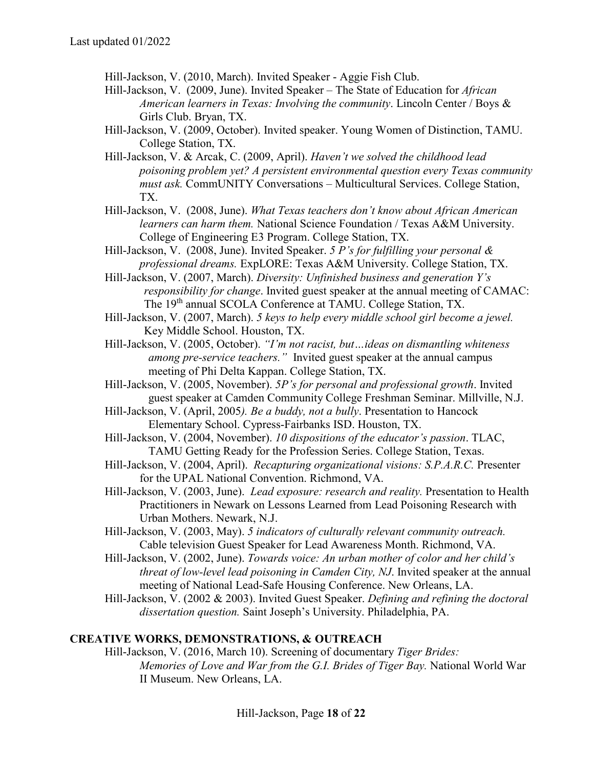Hill-Jackson, V. (2010, March). Invited Speaker - Aggie Fish Club.

Hill-Jackson, V. (2009, June). Invited Speaker – The State of Education for *African American learners in Texas: Involving the community*. Lincoln Center / Boys & Girls Club. Bryan, TX.

Hill-Jackson, V. (2009, October). Invited speaker. Young Women of Distinction, TAMU. College Station, TX.

Hill-Jackson, V. & Arcak, C. (2009, April). *Haven't we solved the childhood lead poisoning problem yet? A persistent environmental question every Texas community must ask.* CommUNITY Conversations – Multicultural Services. College Station, TX.

Hill-Jackson, V. (2008, June). *What Texas teachers don't know about African American learners can harm them.* National Science Foundation / Texas A&M University. College of Engineering E3 Program. College Station, TX.

Hill-Jackson, V. (2008, June). Invited Speaker. *5 P's for fulfilling your personal & professional dreams.* ExpLORE: Texas A&M University. College Station, TX.

Hill-Jackson, V. (2007, March). *Diversity: Unfinished business and generation Y's responsibility for change*. Invited guest speaker at the annual meeting of CAMAC: The 19th annual SCOLA Conference at TAMU. College Station, TX.

Hill-Jackson, V. (2007, March). *5 keys to help every middle school girl become a jewel.* Key Middle School. Houston, TX.

Hill-Jackson, V. (2005, October). *"I'm not racist, but…ideas on dismantling whiteness among pre-service teachers."* Invited guest speaker at the annual campus meeting of Phi Delta Kappan. College Station, TX.

Hill-Jackson, V. (2005, November). *5P's for personal and professional growth*. Invited guest speaker at Camden Community College Freshman Seminar. Millville, N.J.

Hill-Jackson, V. (April, 2005*). Be a buddy, not a bully*. Presentation to Hancock Elementary School. Cypress-Fairbanks ISD. Houston, TX.

Hill-Jackson, V. (2004, November). *10 dispositions of the educator's passion*. TLAC, TAMU Getting Ready for the Profession Series. College Station, Texas.

Hill-Jackson, V. (2004, April). *Recapturing organizational visions: S.P.A.R.C.* Presenter for the UPAL National Convention. Richmond, VA.

Hill-Jackson, V. (2003, June). *Lead exposure: research and reality.* Presentation to Health Practitioners in Newark on Lessons Learned from Lead Poisoning Research with Urban Mothers. Newark, N.J.

Hill-Jackson, V. (2003, May). *5 indicators of culturally relevant community outreach.* Cable television Guest Speaker for Lead Awareness Month. Richmond, VA.

Hill-Jackson, V. (2002, June). *Towards voice: An urban mother of color and her child's threat of low-level lead poisoning in Camden City, NJ*. Invited speaker at the annual meeting of National Lead-Safe Housing Conference. New Orleans, LA.

Hill-Jackson, V. (2002 & 2003). Invited Guest Speaker. *Defining and refining the doctoral dissertation question.* Saint Joseph's University. Philadelphia, PA.

## CREATIVE WORKS, DEMONSTRATIONS, & OUTREACH

Hill-Jackson, V. (2016, March 10). Screening of documentary *Tiger Brides: Memories of Love and War from the G.I. Brides of Tiger Bay.* National World War II Museum. New Orleans, LA.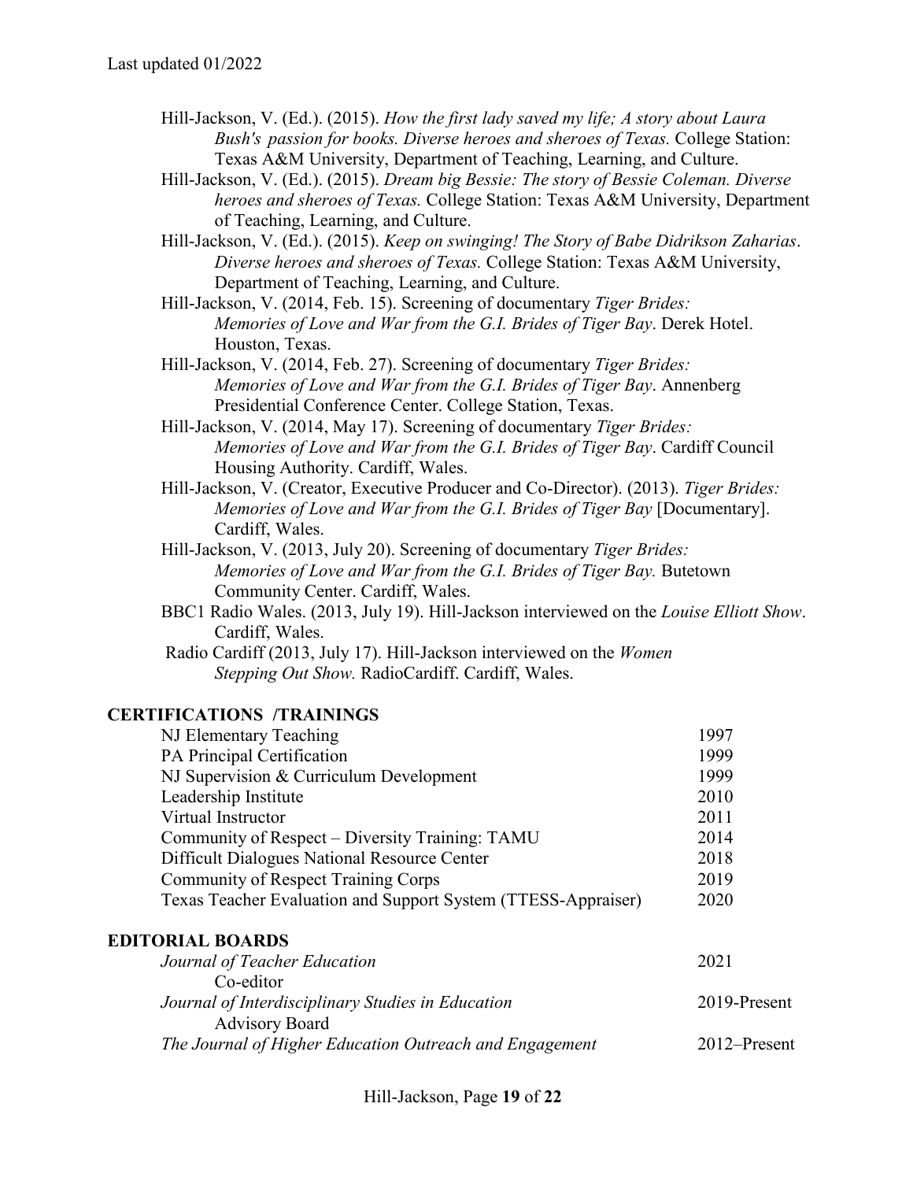Last updated 01/2022

Hill-Jackson, V. (Ed.). (2015). *How the first lady saved my life; A story about Laura Bush's passion for books. Diverse heroes and sheroes of Texas.* College Station: Texas A&M University, Department of Teaching, Learning, and Culture.

Hill-Jackson, V. (Ed.). (2015). *Dream big Bessie: The story of Bessie Coleman. Diverse heroes and sheroes of Texas.* College Station: Texas A&M University, Department of Teaching, Learning, and Culture.

Hill-Jackson, V. (Ed.). (2015). *Keep on swinging! The Story of Babe Didrikson Zaharias. Diverse heroes and sheroes of Texas.* College Station: Texas A&M University, Department of Teaching, Learning, and Culture.

Hill-Jackson, V. (2014, Feb. 15). Screening of documentary *Tiger Brides: Memories of Love and War from the G.I. Brides of Tiger Bay*. Derek Hotel. Houston, Texas.

Hill-Jackson, V. (2014, Feb. 27). Screening of documentary *Tiger Brides: Memories of Love and War from the G.I. Brides of Tiger Bay*. Annenberg Presidential Conference Center. College Station, Texas.

Hill-Jackson, V. (2014, May 17). Screening of documentary *Tiger Brides: Memories of Love and War from the G.I. Brides of Tiger Bay*. Cardiff Council Housing Authority. Cardiff, Wales.

Hill-Jackson, V. (Creator, Executive Producer and Co-Director). (2013). *Tiger Brides: Memories of Love and War from the G.I. Brides of Tiger Bay* [Documentary]. Cardiff, Wales.

Hill-Jackson, V. (2013, July 20). Screening of documentary *Tiger Brides: Memories of Love and War from the G.I. Brides of Tiger Bay.* Butetown Community Center. Cardiff, Wales.

BBC1 Radio Wales. (2013, July 19). Hill-Jackson interviewed on the *Louise Elliott Show*. Cardiff, Wales.

Radio Cardiff (2013, July 17). Hill-Jackson interviewed on the *Women Stepping Out Show.* RadioCardiff. Cardiff, Wales.

## CERTIFICATIONS /TRAININGS

| | |
|---|---|
| NJ Elementary Teaching | 1997 |
| PA Principal Certification | 1999 |
| NJ Supervision & Curriculum Development | 1999 |
| Leadership Institute | 2010 |
| Virtual Instructor | 2011 |
| Community of Respect – Diversity Training: TAMU | 2014 |
| Difficult Dialogues National Resource Center | 2018 |
| Community of Respect Training Corps | 2019 |
| Texas Teacher Evaluation and Support System (TTESS-Appraiser) | 2020 |

## EDITORIAL BOARDS

| | |
|---|---|
| *Journal of Teacher Education*<br>Co-editor | 2021 |
| *Journal of Interdisciplinary Studies in Education*<br>Advisory Board | 2019-Present |
| *The Journal of Higher Education Outreach and Engagement* | 2012–Present |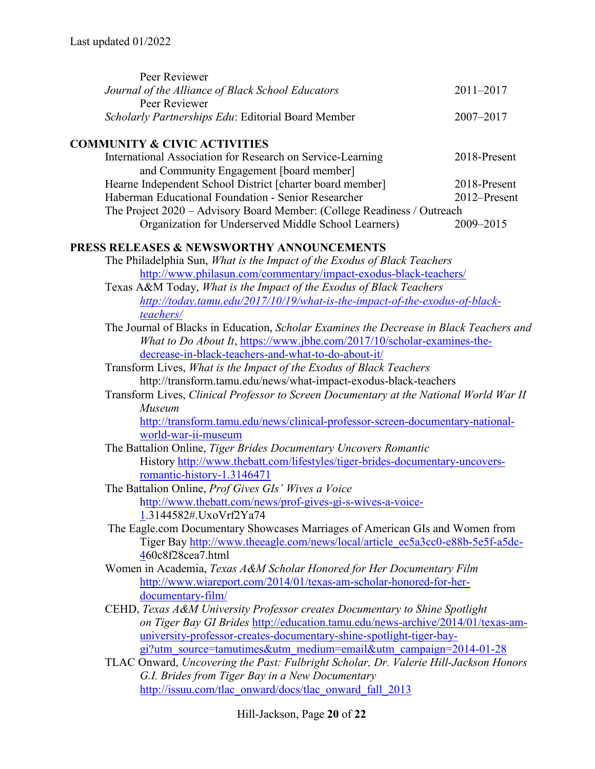Peer Reviewer
*Journal of the Alliance of Black School Educators* 2011–2017
Peer Reviewer
*Scholarly Partnerships Edu*: Editorial Board Member 2007–2017

## COMMUNITY & CIVIC ACTIVITIES

International Association for Research on Service-Learning and Community Engagement [board member] 2018-Present
Hearne Independent School District [charter board member] 2018-Present
Haberman Educational Foundation - Senior Researcher 2012–Present
The Project 2020 – Advisory Board Member: (College Readiness / Outreach Organization for Underserved Middle School Learners) 2009–2015

## PRESS RELEASES & NEWSWORTHY ANNOUNCEMENTS

The Philadelphia Sun, *What is the Impact of the Exodus of Black Teachers* http://www.philasun.com/commentary/impact-exodus-black-teachers/

Texas A&M Today, *What is the Impact of the Exodus of Black Teachers* *http://today.tamu.edu/2017/10/19/what-is-the-impact-of-the-exodus-of-black-teachers/*

The Journal of Blacks in Education, *Scholar Examines the Decrease in Black Teachers and What to Do About It*, https://www.jbhe.com/2017/10/scholar-examines-the-decrease-in-black-teachers-and-what-to-do-about-it/

Transform Lives, *What is the Impact of the Exodus of Black Teachers* http://transform.tamu.edu/news/what-impact-exodus-black-teachers

Transform Lives, *Clinical Professor to Screen Documentary at the National World War II Museum* http://transform.tamu.edu/news/clinical-professor-screen-documentary-national-world-war-ii-museum

The Battalion Online, *Tiger Brides Documentary Uncovers Romantic History* http://www.thebatt.com/lifestyles/tiger-brides-documentary-uncovers-romantic-history-1.3146471

The Battalion Online, *Prof Gives GIs' Wives a Voice* http://www.thebatt.com/news/prof-gives-gi-s-wives-a-voice-1.3144582#.UxoVrf2Ya74

The Eagle.com Documentary Showcases Marriages of American GIs and Women from Tiger Bay http://www.theeagle.com/news/local/article_ec5a3cc0-e88b-5e5f-a5dc-460c8f28cea7.html

Women in Academia, *Texas A&M Scholar Honored for Her Documentary Film* http://www.wiareport.com/2014/01/texas-am-scholar-honored-for-her-documentary-film/

CEHD, *Texas A&M University Professor creates Documentary to Shine Spotlight on Tiger Bay GI Brides* http://education.tamu.edu/news-archive/2014/01/texas-am-university-professor-creates-documentary-shine-spotlight-tiger-bay-gi?utm_source=tamutimes&utm_medium=email&utm_campaign=2014-01-28

TLAC Onward, *Uncovering the Past: Fulbright Scholar, Dr. Valerie Hill-Jackson Honors G.I. Brides from Tiger Bay in a New Documentary* http://issuu.com/tlac_onward/docs/tlac_onward_fall_2013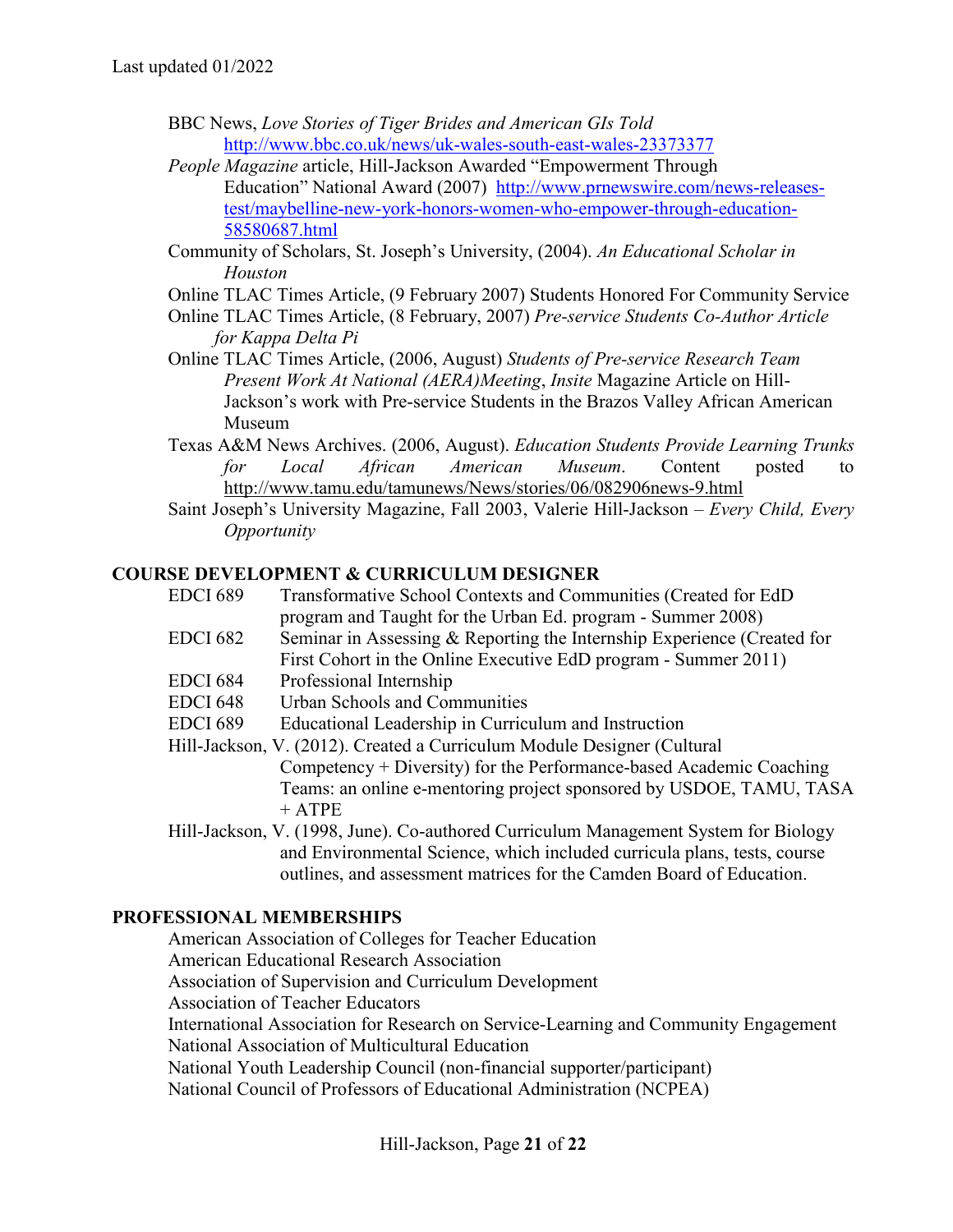Last updated 01/2022

BBC News, *Love Stories of Tiger Brides and American GIs Told* http://www.bbc.co.uk/news/uk-wales-south-east-wales-23373377

*People Magazine* article, Hill-Jackson Awarded "Empowerment Through Education" National Award (2007) http://www.prnewswire.com/news-releases-test/maybelline-new-york-honors-women-who-empower-through-education-58580687.html

Community of Scholars, St. Joseph's University, (2004). *An Educational Scholar in Houston*

Online TLAC Times Article, (9 February 2007) Students Honored For Community Service

Online TLAC Times Article, (8 February, 2007) *Pre-service Students Co-Author Article for Kappa Delta Pi*

Online TLAC Times Article, (2006, August) *Students of Pre-service Research Team Present Work At National (AERA)Meeting*, *Insite* Magazine Article on Hill-Jackson's work with Pre-service Students in the Brazos Valley African American Museum

Texas A&M News Archives. (2006, August). *Education Students Provide Learning Trunks for Local African American Museum*. Content posted to http://www.tamu.edu/tamunews/News/stories/06/082906news-9.html

Saint Joseph's University Magazine, Fall 2003, Valerie Hill-Jackson – *Every Child, Every Opportunity*

## COURSE DEVELOPMENT & CURRICULUM DESIGNER

EDCI 689 Transformative School Contexts and Communities (Created for EdD program and Taught for the Urban Ed. program - Summer 2008)

EDCI 682 Seminar in Assessing & Reporting the Internship Experience (Created for First Cohort in the Online Executive EdD program - Summer 2011)

EDCI 684 Professional Internship

EDCI 648 Urban Schools and Communities

EDCI 689 Educational Leadership in Curriculum and Instruction

Hill-Jackson, V. (2012). Created a Curriculum Module Designer (Cultural Competency + Diversity) for the Performance-based Academic Coaching Teams: an online e-mentoring project sponsored by USDOE, TAMU, TASA + ATPE

Hill-Jackson, V. (1998, June). Co-authored Curriculum Management System for Biology and Environmental Science, which included curricula plans, tests, course outlines, and assessment matrices for the Camden Board of Education.

## PROFESSIONAL MEMBERSHIPS

American Association of Colleges for Teacher Education

American Educational Research Association

Association of Supervision and Curriculum Development

Association of Teacher Educators

International Association for Research on Service-Learning and Community Engagement

National Association of Multicultural Education

National Youth Leadership Council (non-financial supporter/participant)

National Council of Professors of Educational Administration (NCPEA)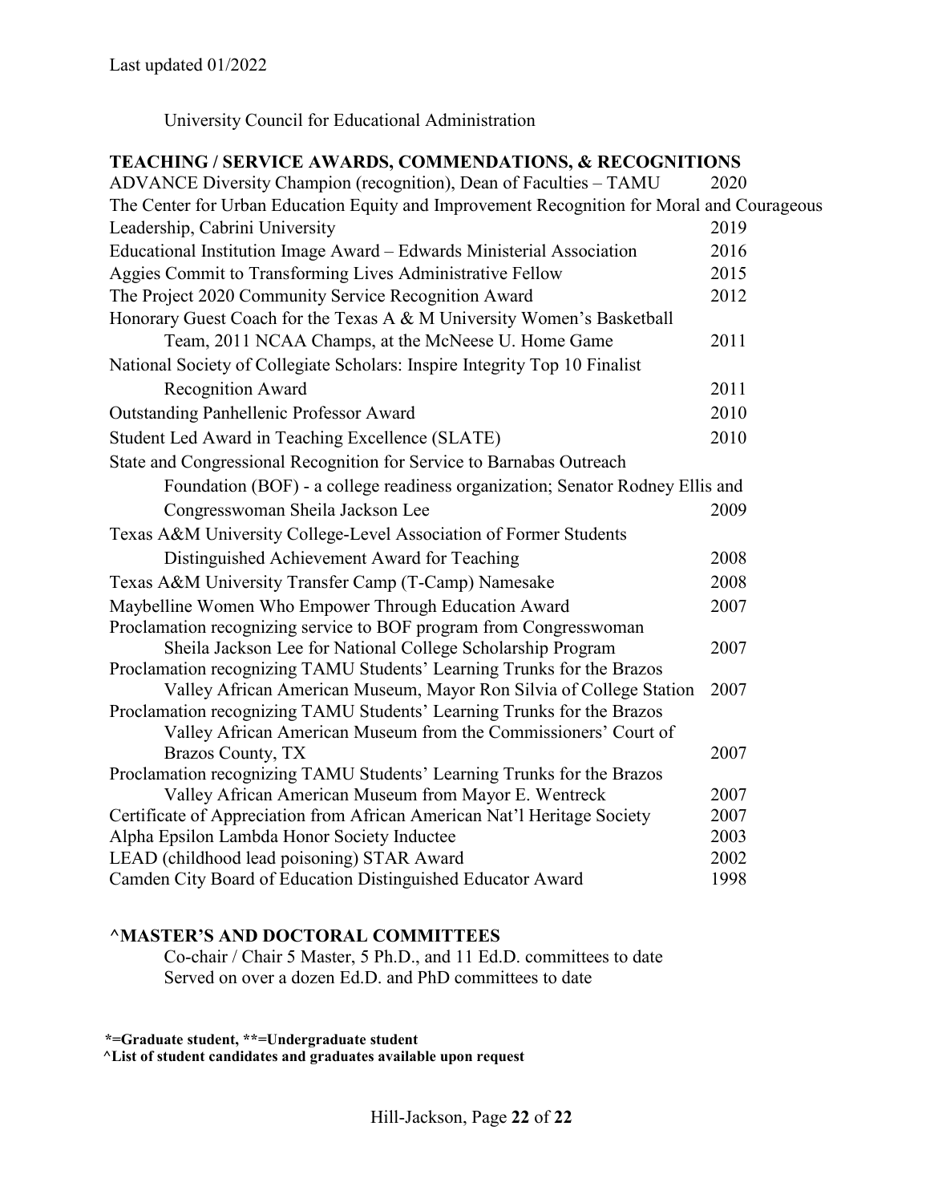University Council for Educational Administration

## TEACHING / SERVICE AWARDS, COMMENDATIONS, & RECOGNITIONS

| | |
|---|---|
| ADVANCE Diversity Champion (recognition), Dean of Faculties – TAMU | 2020 |
| The Center for Urban Education Equity and Improvement Recognition for Moral and Courageous Leadership, Cabrini University | 2019 |
| Educational Institution Image Award – Edwards Ministerial Association | 2016 |
| Aggies Commit to Transforming Lives Administrative Fellow | 2015 |
| The Project 2020 Community Service Recognition Award | 2012 |
| Honorary Guest Coach for the Texas A & M University Women's Basketball Team, 2011 NCAA Champs, at the McNeese U. Home Game | 2011 |
| National Society of Collegiate Scholars: Inspire Integrity Top 10 Finalist Recognition Award | 2011 |
| Outstanding Panhellenic Professor Award | 2010 |
| Student Led Award in Teaching Excellence (SLATE) | 2010 |
| State and Congressional Recognition for Service to Barnabas Outreach Foundation (BOF) - a college readiness organization; Senator Rodney Ellis and Congresswoman Sheila Jackson Lee | 2009 |
| Texas A&M University College-Level Association of Former Students Distinguished Achievement Award for Teaching | 2008 |
| Texas A&M University Transfer Camp (T-Camp) Namesake | 2008 |
| Maybelline Women Who Empower Through Education Award | 2007 |
| Proclamation recognizing service to BOF program from Congresswoman Sheila Jackson Lee for National College Scholarship Program | 2007 |
| Proclamation recognizing TAMU Students' Learning Trunks for the Brazos Valley African American Museum, Mayor Ron Silvia of College Station | 2007 |
| Proclamation recognizing TAMU Students' Learning Trunks for the Brazos Valley African American Museum from the Commissioners' Court of Brazos County, TX | 2007 |
| Proclamation recognizing TAMU Students' Learning Trunks for the Brazos Valley African American Museum from Mayor E. Wentreck | 2007 |
| Certificate of Appreciation from African American Nat'l Heritage Society | 2007 |
| Alpha Epsilon Lambda Honor Society Inductee | 2003 |
| LEAD (childhood lead poisoning) STAR Award | 2002 |
| Camden City Board of Education Distinguished Educator Award | 1998 |

## ^MASTER'S AND DOCTORAL COMMITTEES

Co-chair / Chair 5 Master, 5 Ph.D., and 11 Ed.D. committees to date
Served on over a dozen Ed.D. and PhD committees to date

**\*=Graduate student, \*\*=Undergraduate student**
**^List of student candidates and graduates available upon request**